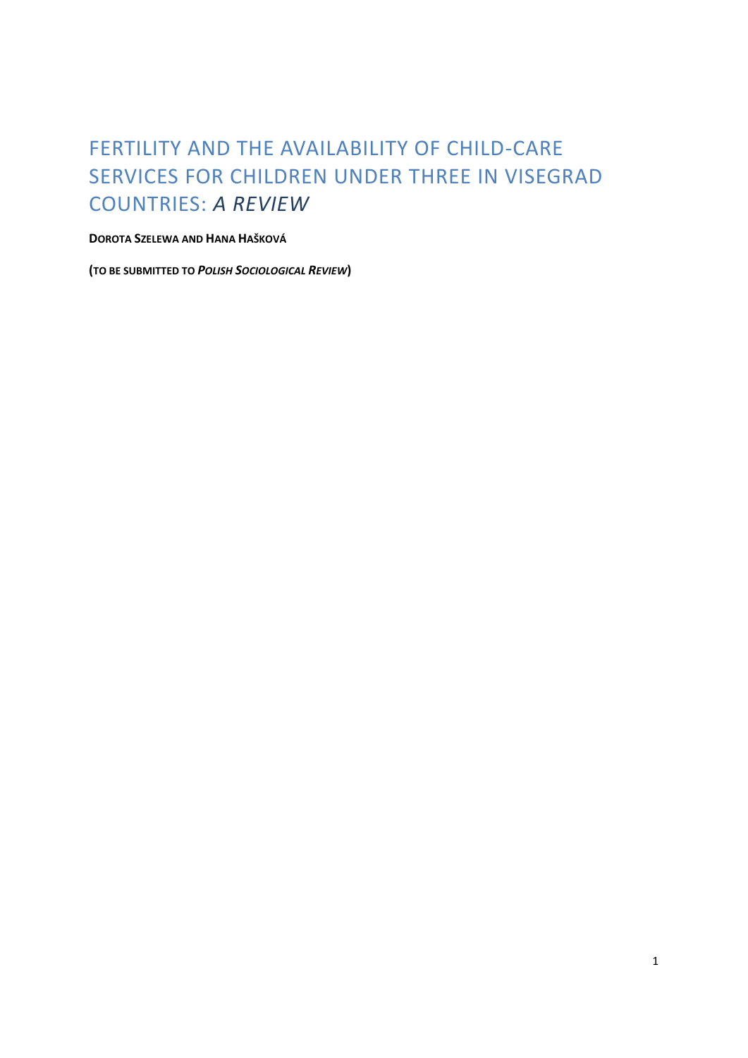# FERTILITY AND THE AVAILABILITY OF CHILD-CARE SERVICES FOR CHILDREN UNDER THREE IN VISEGRAD COUNTRIES: *A REVIEW*

**DOROTA SZELEWA AND HANA HAŠKOVÁ**

**(TO BE SUBMITTED TO *POLISH SOCIOLOGICAL REVIEW*)**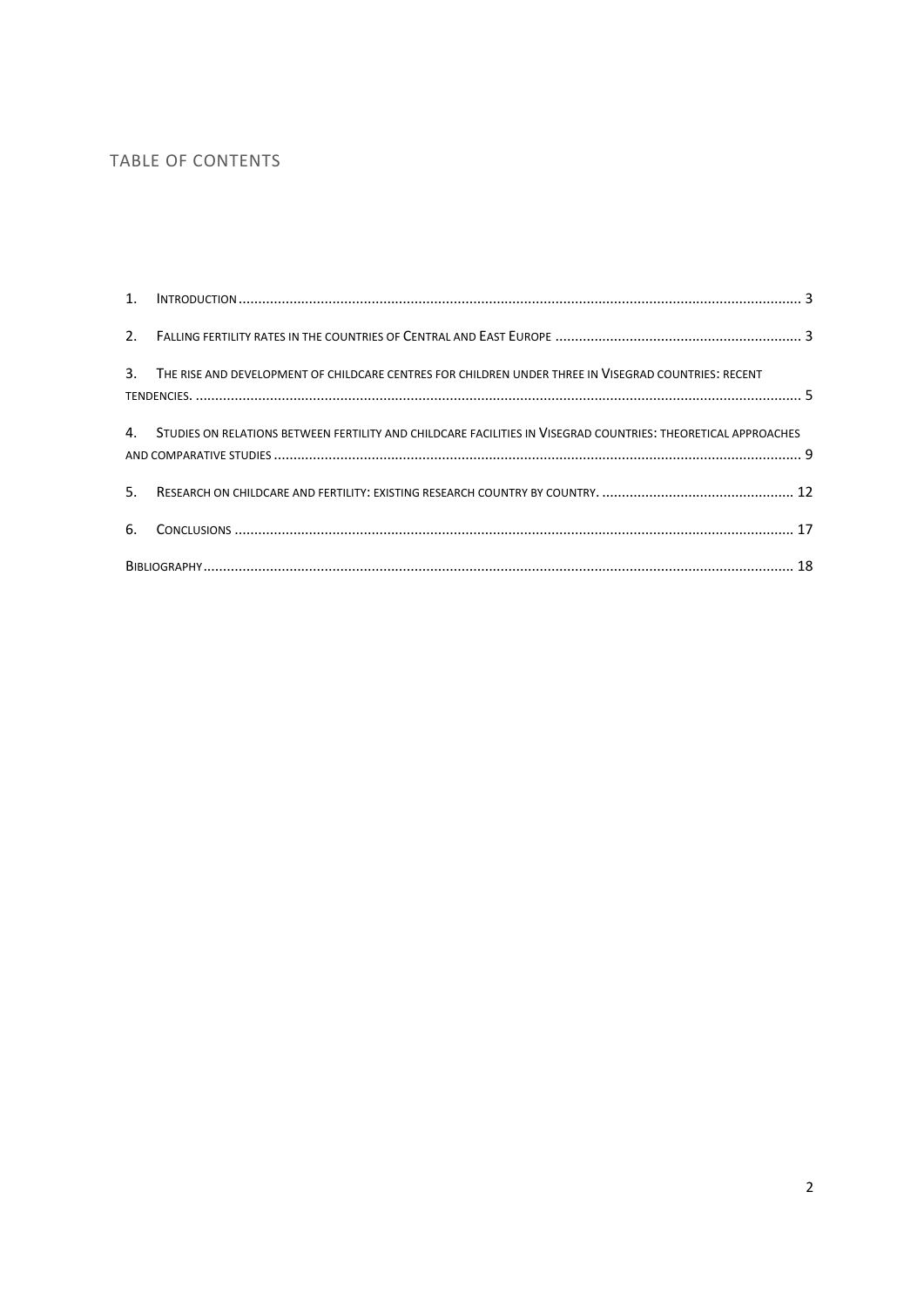## TABLE OF CONTENTS

1. INTRODUCTION ..... 3
2. FALLING FERTILITY RATES IN THE COUNTRIES OF CENTRAL AND EAST EUROPE ..... 3
3. THE RISE AND DEVELOPMENT OF CHILDCARE CENTRES FOR CHILDREN UNDER THREE IN VISEGRAD COUNTRIES: RECENT TENDENCIES. ..... 5
4. STUDIES ON RELATIONS BETWEEN FERTILITY AND CHILDCARE FACILITIES IN VISEGRAD COUNTRIES: THEORETICAL APPROACHES AND COMPARATIVE STUDIES ..... 9
5. RESEARCH ON CHILDCARE AND FERTILITY: EXISTING RESEARCH COUNTRY BY COUNTRY. ..... 12
6. CONCLUSIONS ..... 17

BIBLIOGRAPHY ..... 18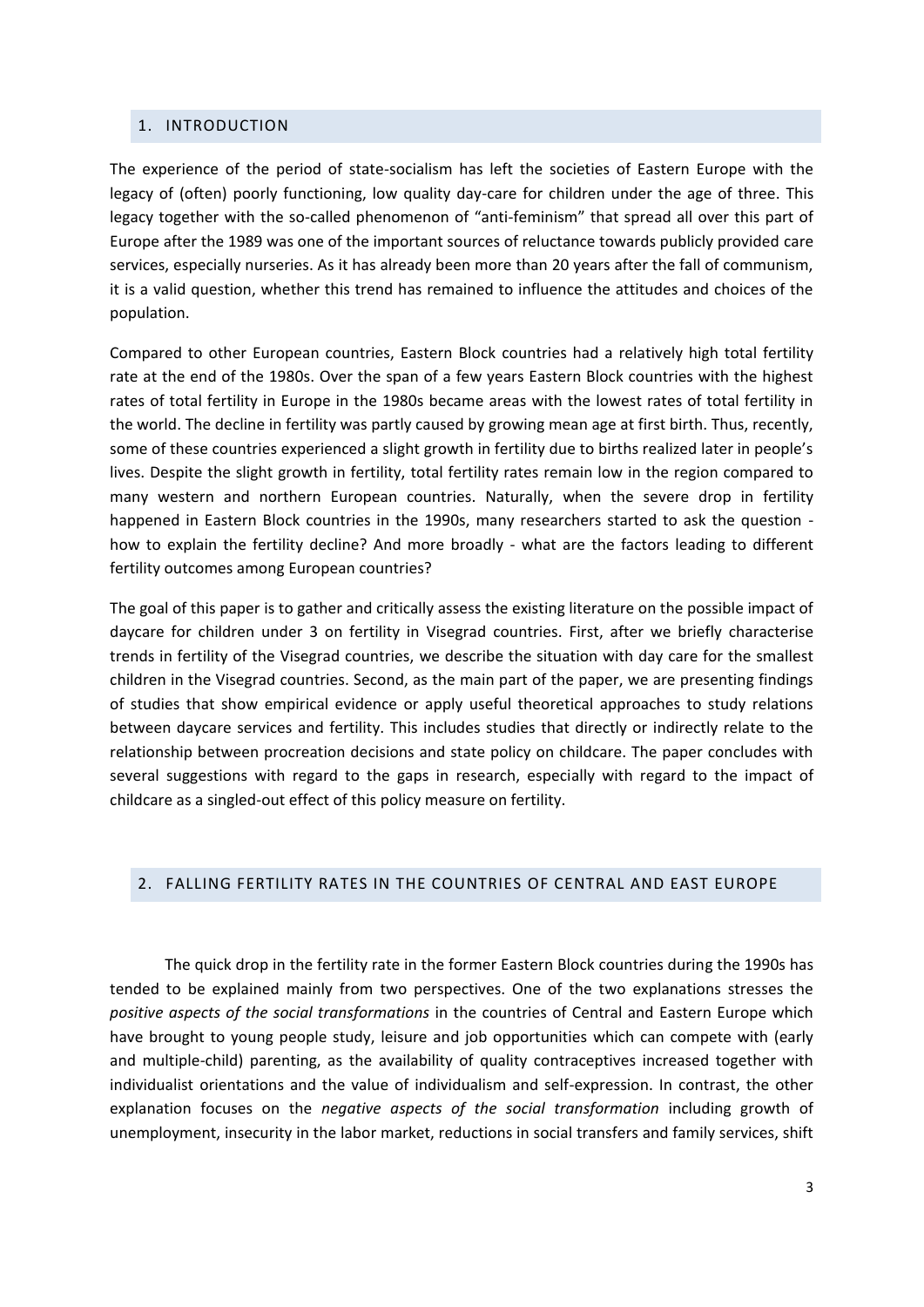## 1. INTRODUCTION

The experience of the period of state-socialism has left the societies of Eastern Europe with the legacy of (often) poorly functioning, low quality day-care for children under the age of three. This legacy together with the so-called phenomenon of "anti-feminism" that spread all over this part of Europe after the 1989 was one of the important sources of reluctance towards publicly provided care services, especially nurseries. As it has already been more than 20 years after the fall of communism, it is a valid question, whether this trend has remained to influence the attitudes and choices of the population.

Compared to other European countries, Eastern Block countries had a relatively high total fertility rate at the end of the 1980s. Over the span of a few years Eastern Block countries with the highest rates of total fertility in Europe in the 1980s became areas with the lowest rates of total fertility in the world. The decline in fertility was partly caused by growing mean age at first birth. Thus, recently, some of these countries experienced a slight growth in fertility due to births realized later in people's lives. Despite the slight growth in fertility, total fertility rates remain low in the region compared to many western and northern European countries. Naturally, when the severe drop in fertility happened in Eastern Block countries in the 1990s, many researchers started to ask the question - how to explain the fertility decline? And more broadly - what are the factors leading to different fertility outcomes among European countries?

The goal of this paper is to gather and critically assess the existing literature on the possible impact of daycare for children under 3 on fertility in Visegrad countries. First, after we briefly characterise trends in fertility of the Visegrad countries, we describe the situation with day care for the smallest children in the Visegrad countries. Second, as the main part of the paper, we are presenting findings of studies that show empirical evidence or apply useful theoretical approaches to study relations between daycare services and fertility. This includes studies that directly or indirectly relate to the relationship between procreation decisions and state policy on childcare. The paper concludes with several suggestions with regard to the gaps in research, especially with regard to the impact of childcare as a singled-out effect of this policy measure on fertility.

## 2. FALLING FERTILITY RATES IN THE COUNTRIES OF CENTRAL AND EAST EUROPE

The quick drop in the fertility rate in the former Eastern Block countries during the 1990s has tended to be explained mainly from two perspectives. One of the two explanations stresses the *positive aspects of the social transformations* in the countries of Central and Eastern Europe which have brought to young people study, leisure and job opportunities which can compete with (early and multiple-child) parenting, as the availability of quality contraceptives increased together with individualist orientations and the value of individualism and self-expression. In contrast, the other explanation focuses on the *negative aspects of the social transformation* including growth of unemployment, insecurity in the labor market, reductions in social transfers and family services, shift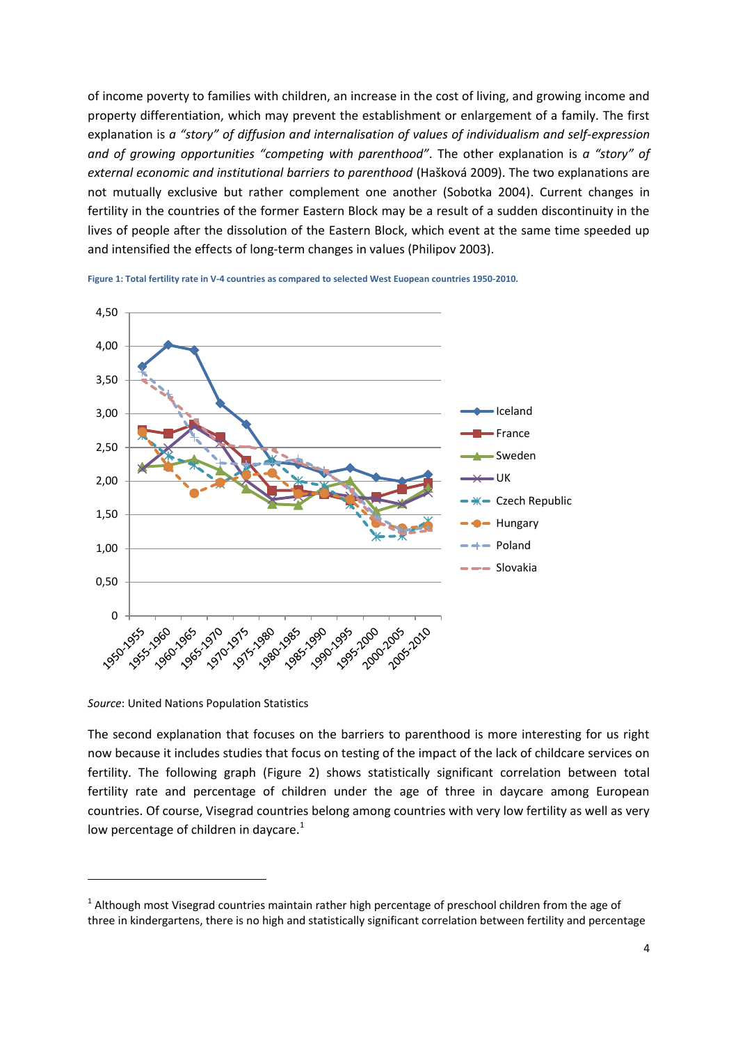of income poverty to families with children, an increase in the cost of living, and growing income and property differentiation, which may prevent the establishment or enlargement of a family. The first explanation is *a "story" of diffusion and internalisation of values of individualism and self-expression and of growing opportunities "competing with parenthood"*. The other explanation is *a "story" of external economic and institutional barriers to parenthood* (Hašková 2009). The two explanations are not mutually exclusive but rather complement one another (Sobotka 2004). Current changes in fertility in the countries of the former Eastern Block may be a result of a sudden discontinuity in the lives of people after the dissolution of the Eastern Block, which event at the same time speeded up and intensified the effects of long-term changes in values (Philipov 2003).

**Figure 1: Total fertility rate in V-4 countries as compared to selected West Euopean countries 1950-2010.**

*Source*: United Nations Population Statistics

The second explanation that focuses on the barriers to parenthood is more interesting for us right now because it includes studies that focus on testing of the impact of the lack of childcare services on fertility. The following graph (Figure 2) shows statistically significant correlation between total fertility rate and percentage of children under the age of three in daycare among European countries. Of course, Visegrad countries belong among countries with very low fertility as well as very low percentage of children in daycare.[1]

---

[1] Although most Visegrad countries maintain rather high percentage of preschool children from the age of three in kindergartens, there is no high and statistically significant correlation between fertility and percentage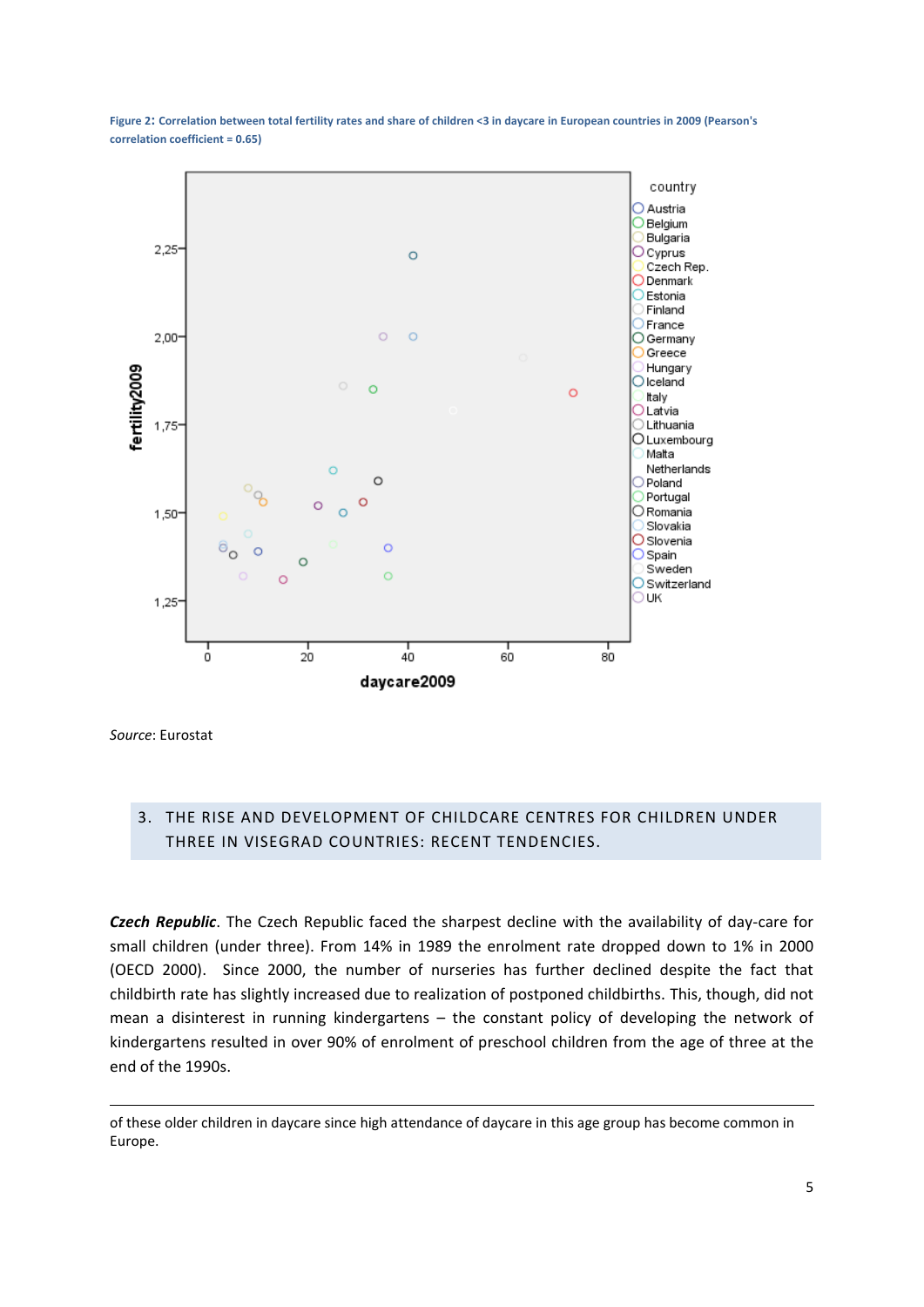**Figure 2: Correlation between total fertility rates and share of children <3 in daycare in European countries in 2009 (Pearson's correlation coefficient = 0.65)**

*Source*: Eurostat

## 3. THE RISE AND DEVELOPMENT OF CHILDCARE CENTRES FOR CHILDREN UNDER THREE IN VISEGRAD COUNTRIES: RECENT TENDENCIES.

***Czech Republic***. The Czech Republic faced the sharpest decline with the availability of day-care for small children (under three). From 14% in 1989 the enrolment rate dropped down to 1% in 2000 (OECD 2000). Since 2000, the number of nurseries has further declined despite the fact that childbirth rate has slightly increased due to realization of postponed childbirths. This, though, did not mean a disinterest in running kindergartens – the constant policy of developing the network of kindergartens resulted in over 90% of enrolment of preschool children from the age of three at the end of the 1990s.

---

of these older children in daycare since high attendance of daycare in this age group has become common in Europe.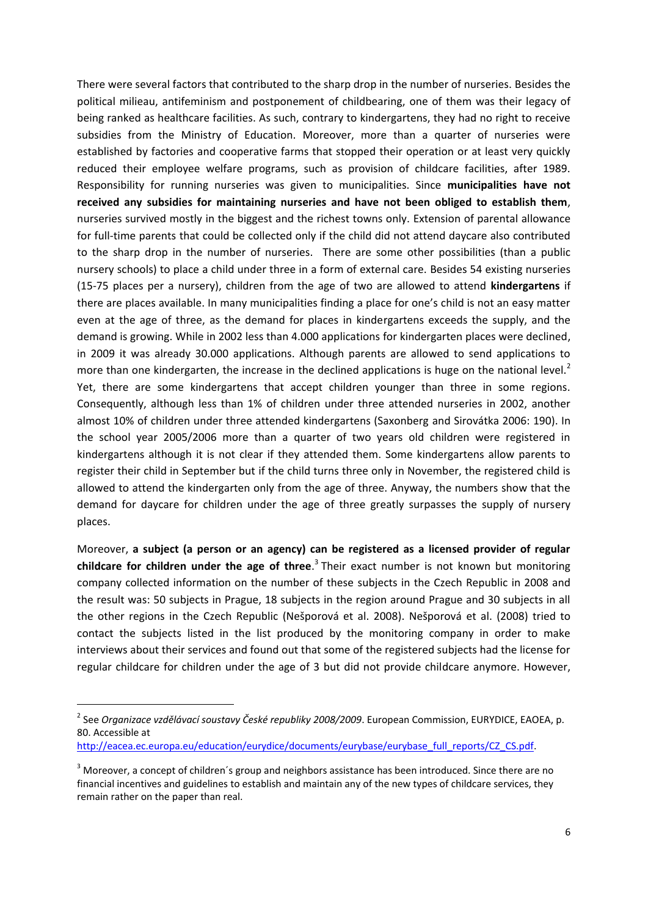There were several factors that contributed to the sharp drop in the number of nurseries. Besides the political milieau, antifeminism and postponement of childbearing, one of them was their legacy of being ranked as healthcare facilities. As such, contrary to kindergartens, they had no right to receive subsidies from the Ministry of Education. Moreover, more than a quarter of nurseries were established by factories and cooperative farms that stopped their operation or at least very quickly reduced their employee welfare programs, such as provision of childcare facilities, after 1989. Responsibility for running nurseries was given to municipalities. Since **municipalities have not received any subsidies for maintaining nurseries and have not been obliged to establish them**, nurseries survived mostly in the biggest and the richest towns only. Extension of parental allowance for full-time parents that could be collected only if the child did not attend daycare also contributed to the sharp drop in the number of nurseries. There are some other possibilities (than a public nursery schools) to place a child under three in a form of external care. Besides 54 existing nurseries (15-75 places per a nursery), children from the age of two are allowed to attend **kindergartens** if there are places available. In many municipalities finding a place for one's child is not an easy matter even at the age of three, as the demand for places in kindergartens exceeds the supply, and the demand is growing. While in 2002 less than 4.000 applications for kindergarten places were declined, in 2009 it was already 30.000 applications. Although parents are allowed to send applications to more than one kindergarten, the increase in the declined applications is huge on the national level.[2] Yet, there are some kindergartens that accept children younger than three in some regions. Consequently, although less than 1% of children under three attended nurseries in 2002, another almost 10% of children under three attended kindergartens (Saxonberg and Sirovátka 2006: 190). In the school year 2005/2006 more than a quarter of two years old children were registered in kindergartens although it is not clear if they attended them. Some kindergartens allow parents to register their child in September but if the child turns three only in November, the registered child is allowed to attend the kindergarten only from the age of three. Anyway, the numbers show that the demand for daycare for children under the age of three greatly surpasses the supply of nursery places.

Moreover, **a subject (a person or an agency) can be registered as a licensed provider of regular childcare for children under the age of three**.[3] Their exact number is not known but monitoring company collected information on the number of these subjects in the Czech Republic in 2008 and the result was: 50 subjects in Prague, 18 subjects in the region around Prague and 30 subjects in all the other regions in the Czech Republic (Nešporová et al. 2008). Nešporová et al. (2008) tried to contact the subjects listed in the list produced by the monitoring company in order to make interviews about their services and found out that some of the registered subjects had the license for regular childcare for children under the age of 3 but did not provide childcare anymore. However,

[2] See *Organizace vzdělávací soustavy České republiky 2008/2009*. European Commission, EURYDICE, EAOEA, p. 80. Accessible at http://eacea.ec.europa.eu/education/eurydice/documents/eurybase/eurybase_full_reports/CZ_CS.pdf.

[3] Moreover, a concept of children´s group and neighbors assistance has been introduced. Since there are no financial incentives and guidelines to establish and maintain any of the new types of childcare services, they remain rather on the paper than real.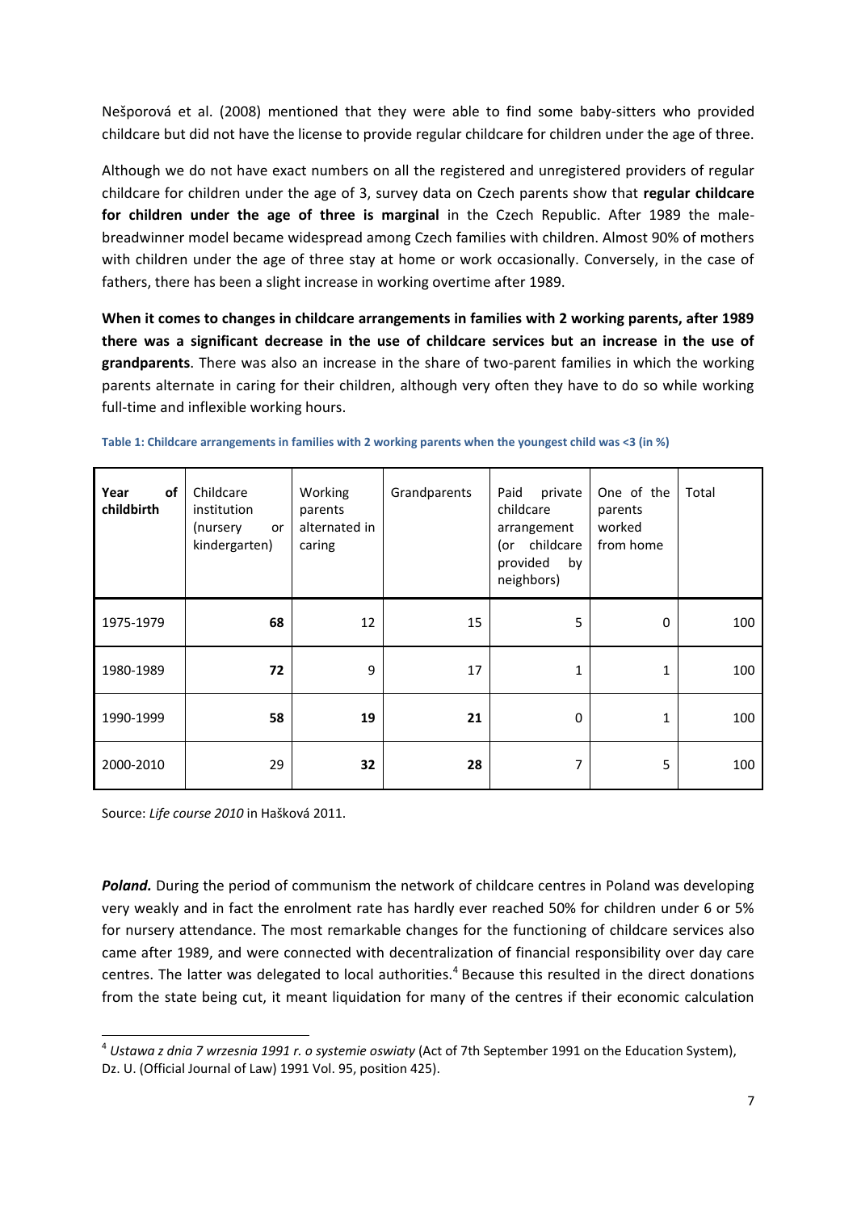Nešporová et al. (2008) mentioned that they were able to find some baby-sitters who provided childcare but did not have the license to provide regular childcare for children under the age of three.

Although we do not have exact numbers on all the registered and unregistered providers of regular childcare for children under the age of 3, survey data on Czech parents show that **regular childcare for children under the age of three is marginal** in the Czech Republic. After 1989 the male-breadwinner model became widespread among Czech families with children. Almost 90% of mothers with children under the age of three stay at home or work occasionally. Conversely, in the case of fathers, there has been a slight increase in working overtime after 1989.

**When it comes to changes in childcare arrangements in families with 2 working parents, after 1989 there was a significant decrease in the use of childcare services but an increase in the use of grandparents**. There was also an increase in the share of two-parent families in which the working parents alternate in caring for their children, although very often they have to do so while working full-time and inflexible working hours.

**Table 1: Childcare arrangements in families with 2 working parents when the youngest child was <3 (in %)**

| **Year of childbirth** | Childcare institution (nursery or kindergarten) | Working parents alternated in caring | Grandparents | Paid private childcare arrangement (or childcare provided by neighbors) | One of the parents worked from home | Total |
|---|---|---|---|---|---|---|
| 1975-1979 | **68** | 12 | 15 | 5 | 0 | 100 |
| 1980-1989 | **72** | 9 | 17 | 1 | 1 | 100 |
| 1990-1999 | **58** | **19** | **21** | 0 | 1 | 100 |
| 2000-2010 | 29 | **32** | **28** | 7 | 5 | 100 |

Source: *Life course 2010* in Hašková 2011.

***Poland.*** During the period of communism the network of childcare centres in Poland was developing very weakly and in fact the enrolment rate has hardly ever reached 50% for children under 6 or 5% for nursery attendance. The most remarkable changes for the functioning of childcare services also came after 1989, and were connected with decentralization of financial responsibility over day care centres. The latter was delegated to local authorities.[4] Because this resulted in the direct donations from the state being cut, it meant liquidation for many of the centres if their economic calculation

[4] *Ustawa z dnia 7 wrzesnia 1991 r. o systemie oswiaty* (Act of 7th September 1991 on the Education System), Dz. U. (Official Journal of Law) 1991 Vol. 95, position 425).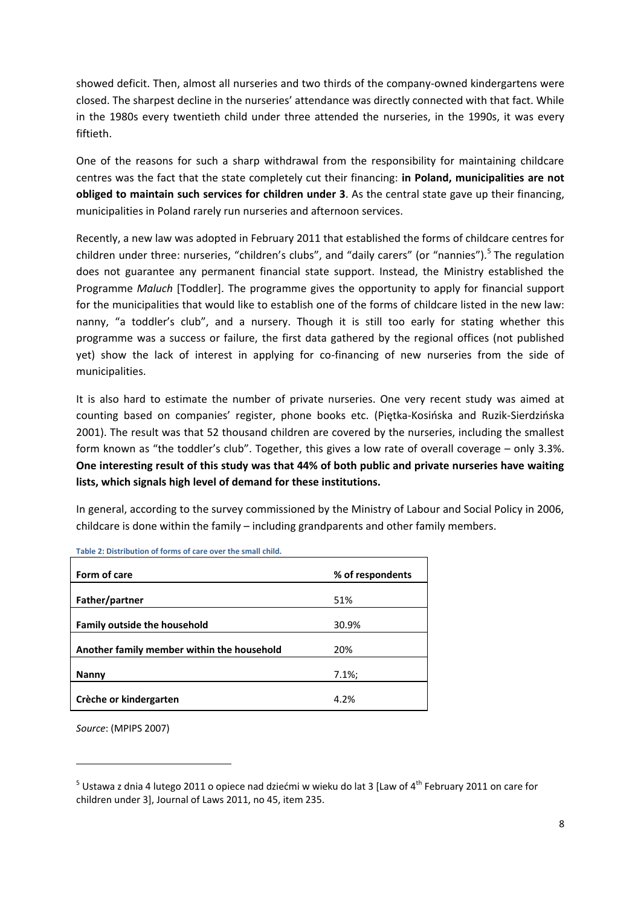showed deficit. Then, almost all nurseries and two thirds of the company-owned kindergartens were closed. The sharpest decline in the nurseries' attendance was directly connected with that fact. While in the 1980s every twentieth child under three attended the nurseries, in the 1990s, it was every fiftieth.

One of the reasons for such a sharp withdrawal from the responsibility for maintaining childcare centres was the fact that the state completely cut their financing: **in Poland, municipalities are not obliged to maintain such services for children under 3**. As the central state gave up their financing, municipalities in Poland rarely run nurseries and afternoon services.

Recently, a new law was adopted in February 2011 that established the forms of childcare centres for children under three: nurseries, "children's clubs", and "daily carers" (or "nannies").[5] The regulation does not guarantee any permanent financial state support. Instead, the Ministry established the Programme *Maluch* [Toddler]. The programme gives the opportunity to apply for financial support for the municipalities that would like to establish one of the forms of childcare listed in the new law: nanny, "a toddler's club", and a nursery. Though it is still too early for stating whether this programme was a success or failure, the first data gathered by the regional offices (not published yet) show the lack of interest in applying for co-financing of new nurseries from the side of municipalities.

It is also hard to estimate the number of private nurseries. One very recent study was aimed at counting based on companies' register, phone books etc. (Piętka-Kosińska and Ruzik-Sierdzińska 2001). The result was that 52 thousand children are covered by the nurseries, including the smallest form known as "the toddler's club". Together, this gives a low rate of overall coverage – only 3.3%. **One interesting result of this study was that 44% of both public and private nurseries have waiting lists, which signals high level of demand for these institutions.**

In general, according to the survey commissioned by the Ministry of Labour and Social Policy in 2006, childcare is done within the family – including grandparents and other family members.

Table 2: Distribution of forms of care over the small child.

| Form of care | % of respondents |
|---|---|
| **Father/partner** | 51% |
| **Family outside the household** | 30.9% |
| **Another family member within the household** | 20% |
| **Nanny** | 7.1%; |
| **Crèche or kindergarten** | 4.2% |

*Source*: (MPIPS 2007)

[5] Ustawa z dnia 4 lutego 2011 o opiece nad dziećmi w wieku do lat 3 [Law of 4th February 2011 on care for children under 3], Journal of Laws 2011, no 45, item 235.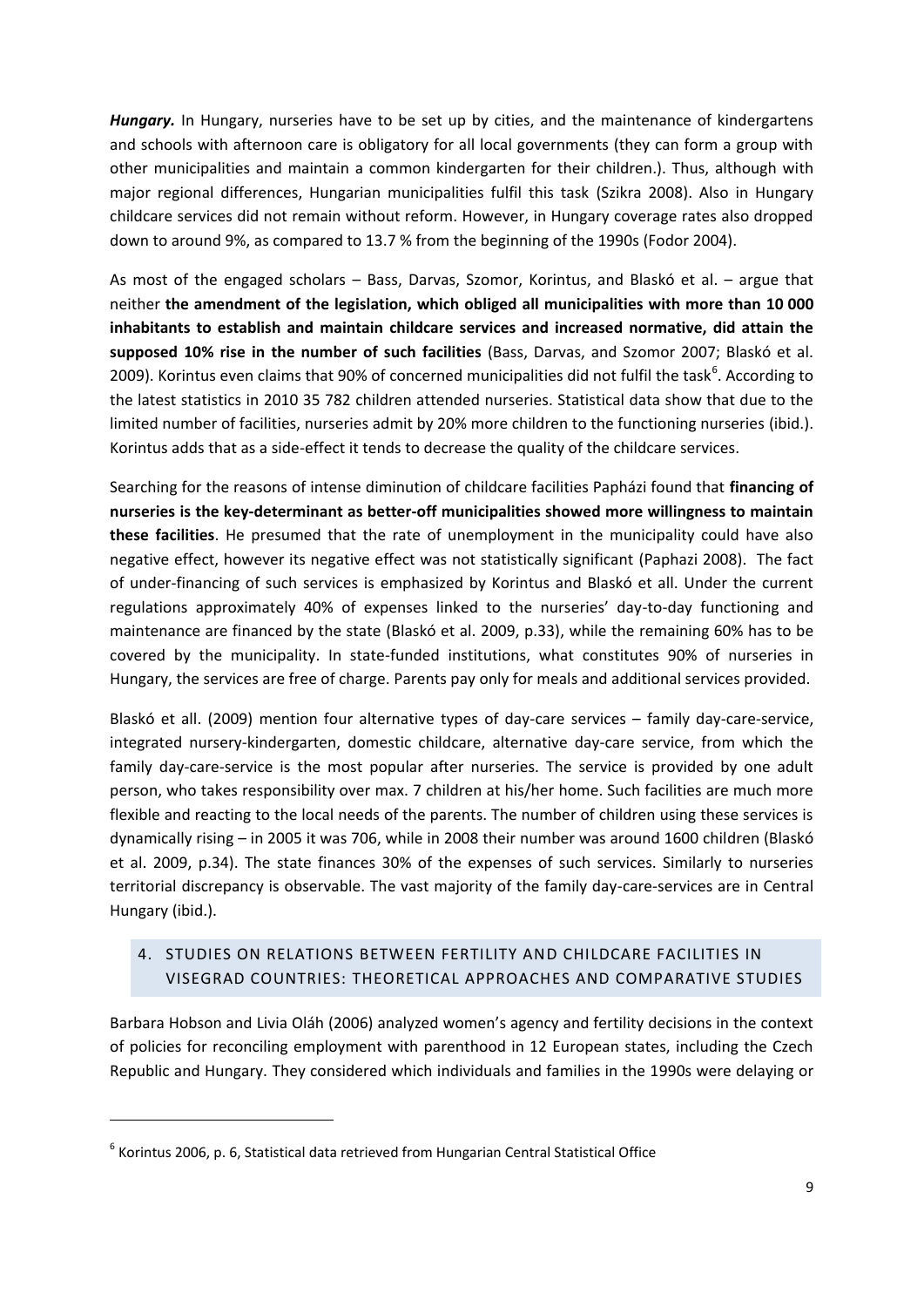***Hungary.*** In Hungary, nurseries have to be set up by cities, and the maintenance of kindergartens and schools with afternoon care is obligatory for all local governments (they can form a group with other municipalities and maintain a common kindergarten for their children.). Thus, although with major regional differences, Hungarian municipalities fulfil this task (Szikra 2008). Also in Hungary childcare services did not remain without reform. However, in Hungary coverage rates also dropped down to around 9%, as compared to 13.7 % from the beginning of the 1990s (Fodor 2004).

As most of the engaged scholars – Bass, Darvas, Szomor, Korintus, and Blaskó et al. – argue that neither **the amendment of the legislation, which obliged all municipalities with more than 10 000 inhabitants to establish and maintain childcare services and increased normative, did attain the supposed 10% rise in the number of such facilities** (Bass, Darvas, and Szomor 2007; Blaskó et al. 2009). Korintus even claims that 90% of concerned municipalities did not fulfil the task[6]. According to the latest statistics in 2010 35 782 children attended nurseries. Statistical data show that due to the limited number of facilities, nurseries admit by 20% more children to the functioning nurseries (ibid.). Korintus adds that as a side-effect it tends to decrease the quality of the childcare services.

Searching for the reasons of intense diminution of childcare facilities Papházi found that **financing of nurseries is the key-determinant as better-off municipalities showed more willingness to maintain these facilities**. He presumed that the rate of unemployment in the municipality could have also negative effect, however its negative effect was not statistically significant (Paphazi 2008). The fact of under-financing of such services is emphasized by Korintus and Blaskó et all. Under the current regulations approximately 40% of expenses linked to the nurseries' day-to-day functioning and maintenance are financed by the state (Blaskó et al. 2009, p.33), while the remaining 60% has to be covered by the municipality. In state-funded institutions, what constitutes 90% of nurseries in Hungary, the services are free of charge. Parents pay only for meals and additional services provided.

Blaskó et all. (2009) mention four alternative types of day-care services – family day-care-service, integrated nursery-kindergarten, domestic childcare, alternative day-care service, from which the family day-care-service is the most popular after nurseries. The service is provided by one adult person, who takes responsibility over max. 7 children at his/her home. Such facilities are much more flexible and reacting to the local needs of the parents. The number of children using these services is dynamically rising – in 2005 it was 706, while in 2008 their number was around 1600 children (Blaskó et al. 2009, p.34). The state finances 30% of the expenses of such services. Similarly to nurseries territorial discrepancy is observable. The vast majority of the family day-care-services are in Central Hungary (ibid.).

## 4. STUDIES ON RELATIONS BETWEEN FERTILITY AND CHILDCARE FACILITIES IN VISEGRAD COUNTRIES: THEORETICAL APPROACHES AND COMPARATIVE STUDIES

Barbara Hobson and Livia Oláh (2006) analyzed women's agency and fertility decisions in the context of policies for reconciling employment with parenthood in 12 European states, including the Czech Republic and Hungary. They considered which individuals and families in the 1990s were delaying or

---

[6] Korintus 2006, p. 6, Statistical data retrieved from Hungarian Central Statistical Office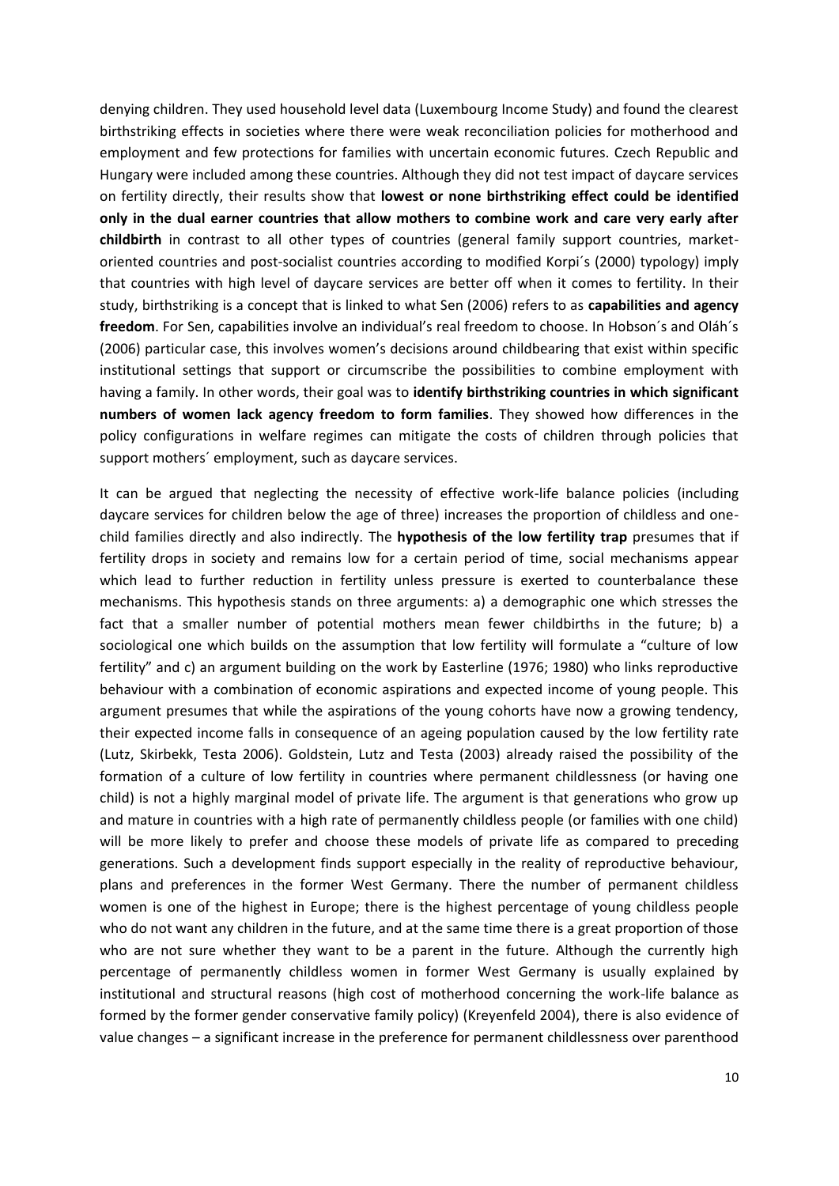denying children. They used household level data (Luxembourg Income Study) and found the clearest birthstriking effects in societies where there were weak reconciliation policies for motherhood and employment and few protections for families with uncertain economic futures. Czech Republic and Hungary were included among these countries. Although they did not test impact of daycare services on fertility directly, their results show that **lowest or none birthstriking effect could be identified only in the dual earner countries that allow mothers to combine work and care very early after childbirth** in contrast to all other types of countries (general family support countries, market-oriented countries and post-socialist countries according to modified Korpi´s (2000) typology) imply that countries with high level of daycare services are better off when it comes to fertility. In their study, birthstriking is a concept that is linked to what Sen (2006) refers to as **capabilities and agency freedom**. For Sen, capabilities involve an individual's real freedom to choose. In Hobson´s and Oláh´s (2006) particular case, this involves women's decisions around childbearing that exist within specific institutional settings that support or circumscribe the possibilities to combine employment with having a family. In other words, their goal was to **identify birthstriking countries in which significant numbers of women lack agency freedom to form families**. They showed how differences in the policy configurations in welfare regimes can mitigate the costs of children through policies that support mothers´ employment, such as daycare services.

It can be argued that neglecting the necessity of effective work-life balance policies (including daycare services for children below the age of three) increases the proportion of childless and one-child families directly and also indirectly. The **hypothesis of the low fertility trap** presumes that if fertility drops in society and remains low for a certain period of time, social mechanisms appear which lead to further reduction in fertility unless pressure is exerted to counterbalance these mechanisms. This hypothesis stands on three arguments: a) a demographic one which stresses the fact that a smaller number of potential mothers mean fewer childbirths in the future; b) a sociological one which builds on the assumption that low fertility will formulate a "culture of low fertility" and c) an argument building on the work by Easterline (1976; 1980) who links reproductive behaviour with a combination of economic aspirations and expected income of young people. This argument presumes that while the aspirations of the young cohorts have now a growing tendency, their expected income falls in consequence of an ageing population caused by the low fertility rate (Lutz, Skirbekk, Testa 2006). Goldstein, Lutz and Testa (2003) already raised the possibility of the formation of a culture of low fertility in countries where permanent childlessness (or having one child) is not a highly marginal model of private life. The argument is that generations who grow up and mature in countries with a high rate of permanently childless people (or families with one child) will be more likely to prefer and choose these models of private life as compared to preceding generations. Such a development finds support especially in the reality of reproductive behaviour, plans and preferences in the former West Germany. There the number of permanent childless women is one of the highest in Europe; there is the highest percentage of young childless people who do not want any children in the future, and at the same time there is a great proportion of those who are not sure whether they want to be a parent in the future. Although the currently high percentage of permanently childless women in former West Germany is usually explained by institutional and structural reasons (high cost of motherhood concerning the work-life balance as formed by the former gender conservative family policy) (Kreyenfeld 2004), there is also evidence of value changes – a significant increase in the preference for permanent childlessness over parenthood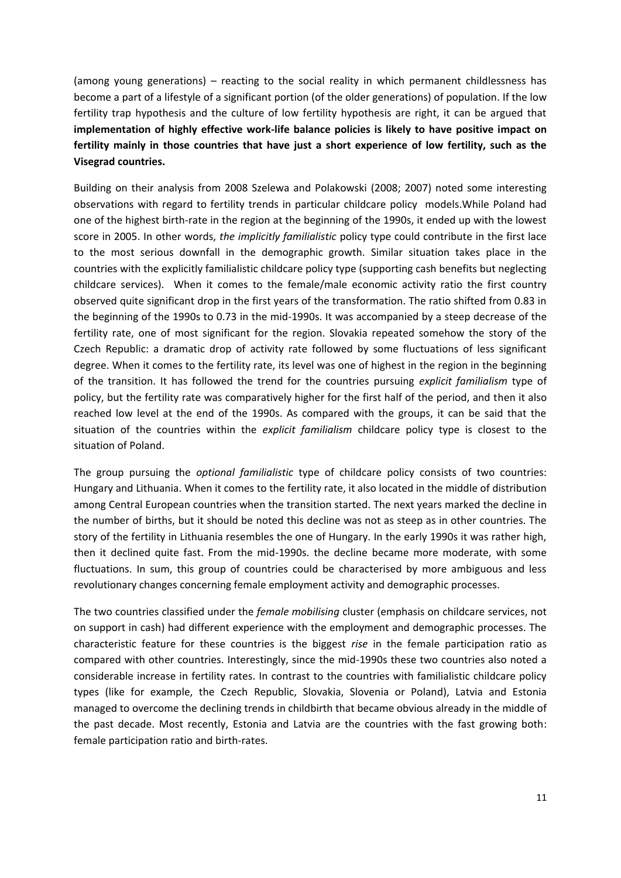(among young generations) – reacting to the social reality in which permanent childlessness has become a part of a lifestyle of a significant portion (of the older generations) of population. If the low fertility trap hypothesis and the culture of low fertility hypothesis are right, it can be argued that **implementation of highly effective work-life balance policies is likely to have positive impact on fertility mainly in those countries that have just a short experience of low fertility, such as the Visegrad countries.**

Building on their analysis from 2008 Szelewa and Polakowski (2008; 2007) noted some interesting observations with regard to fertility trends in particular childcare policy models.While Poland had one of the highest birth-rate in the region at the beginning of the 1990s, it ended up with the lowest score in 2005. In other words, *the implicitly familialistic* policy type could contribute in the first lace to the most serious downfall in the demographic growth. Similar situation takes place in the countries with the explicitly familialistic childcare policy type (supporting cash benefits but neglecting childcare services). When it comes to the female/male economic activity ratio the first country observed quite significant drop in the first years of the transformation. The ratio shifted from 0.83 in the beginning of the 1990s to 0.73 in the mid-1990s. It was accompanied by a steep decrease of the fertility rate, one of most significant for the region. Slovakia repeated somehow the story of the Czech Republic: a dramatic drop of activity rate followed by some fluctuations of less significant degree. When it comes to the fertility rate, its level was one of highest in the region in the beginning of the transition. It has followed the trend for the countries pursuing *explicit familialism* type of policy, but the fertility rate was comparatively higher for the first half of the period, and then it also reached low level at the end of the 1990s. As compared with the groups, it can be said that the situation of the countries within the *explicit familialism* childcare policy type is closest to the situation of Poland.

The group pursuing the *optional familialistic* type of childcare policy consists of two countries: Hungary and Lithuania. When it comes to the fertility rate, it also located in the middle of distribution among Central European countries when the transition started. The next years marked the decline in the number of births, but it should be noted this decline was not as steep as in other countries. The story of the fertility in Lithuania resembles the one of Hungary. In the early 1990s it was rather high, then it declined quite fast. From the mid-1990s. the decline became more moderate, with some fluctuations. In sum, this group of countries could be characterised by more ambiguous and less revolutionary changes concerning female employment activity and demographic processes.

The two countries classified under the *female mobilising* cluster (emphasis on childcare services, not on support in cash) had different experience with the employment and demographic processes. The characteristic feature for these countries is the biggest *rise* in the female participation ratio as compared with other countries. Interestingly, since the mid-1990s these two countries also noted a considerable increase in fertility rates. In contrast to the countries with familialistic childcare policy types (like for example, the Czech Republic, Slovakia, Slovenia or Poland), Latvia and Estonia managed to overcome the declining trends in childbirth that became obvious already in the middle of the past decade. Most recently, Estonia and Latvia are the countries with the fast growing both: female participation ratio and birth-rates.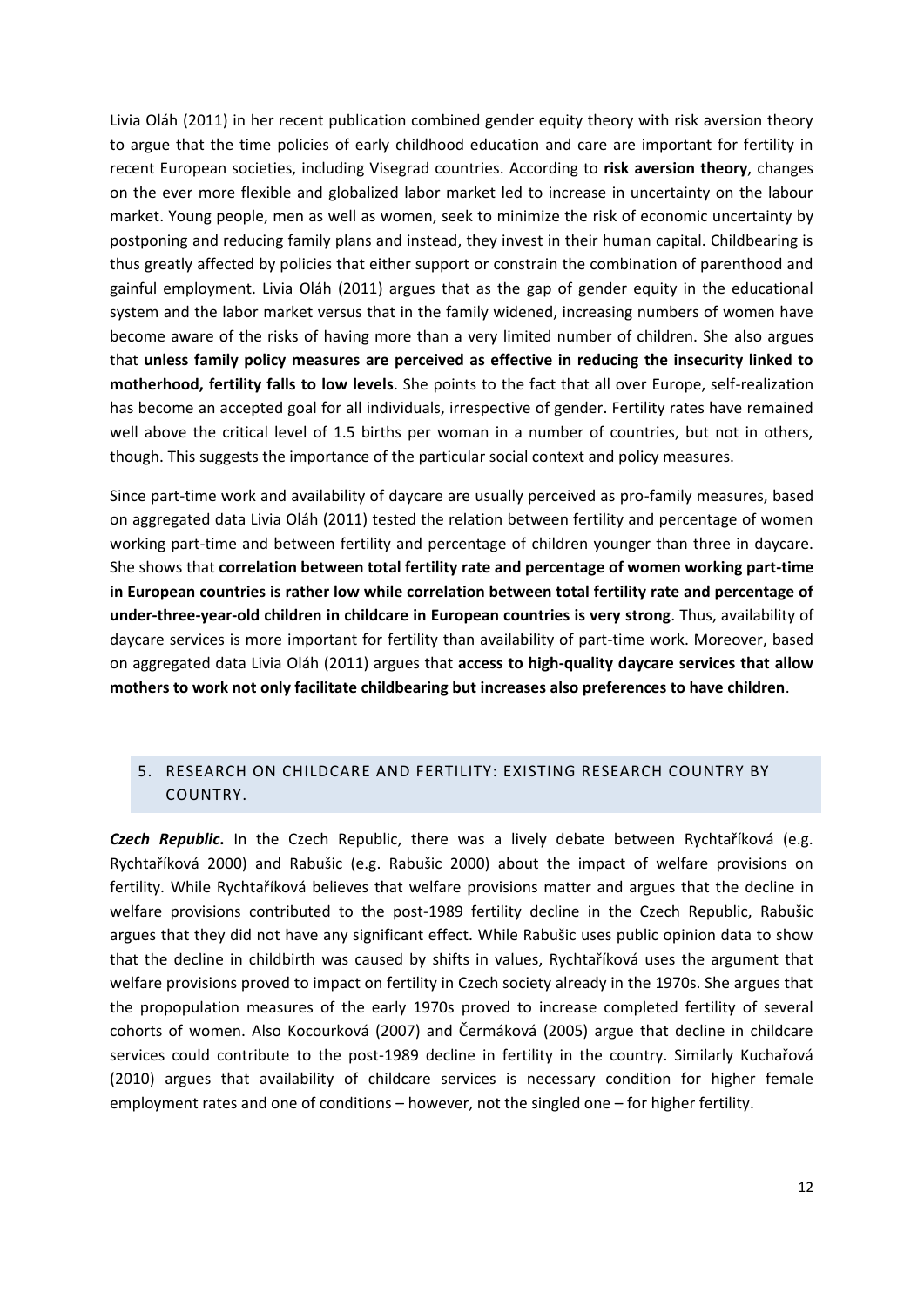Livia Oláh (2011) in her recent publication combined gender equity theory with risk aversion theory to argue that the time policies of early childhood education and care are important for fertility in recent European societies, including Visegrad countries. According to **risk aversion theory**, changes on the ever more flexible and globalized labor market led to increase in uncertainty on the labour market. Young people, men as well as women, seek to minimize the risk of economic uncertainty by postponing and reducing family plans and instead, they invest in their human capital. Childbearing is thus greatly affected by policies that either support or constrain the combination of parenthood and gainful employment. Livia Oláh (2011) argues that as the gap of gender equity in the educational system and the labor market versus that in the family widened, increasing numbers of women have become aware of the risks of having more than a very limited number of children. She also argues that **unless family policy measures are perceived as effective in reducing the insecurity linked to motherhood, fertility falls to low levels**. She points to the fact that all over Europe, self-realization has become an accepted goal for all individuals, irrespective of gender. Fertility rates have remained well above the critical level of 1.5 births per woman in a number of countries, but not in others, though. This suggests the importance of the particular social context and policy measures.

Since part-time work and availability of daycare are usually perceived as pro-family measures, based on aggregated data Livia Oláh (2011) tested the relation between fertility and percentage of women working part-time and between fertility and percentage of children younger than three in daycare. She shows that **correlation between total fertility rate and percentage of women working part-time in European countries is rather low while correlation between total fertility rate and percentage of under-three-year-old children in childcare in European countries is very strong**. Thus, availability of daycare services is more important for fertility than availability of part-time work. Moreover, based on aggregated data Livia Oláh (2011) argues that **access to high-quality daycare services that allow mothers to work not only facilitate childbearing but increases also preferences to have children**.

## 5. RESEARCH ON CHILDCARE AND FERTILITY: EXISTING RESEARCH COUNTRY BY COUNTRY.

***Czech Republic*.** In the Czech Republic, there was a lively debate between Rychtaříková (e.g. Rychtaříková 2000) and Rabušic (e.g. Rabušic 2000) about the impact of welfare provisions on fertility. While Rychtaříková believes that welfare provisions matter and argues that the decline in welfare provisions contributed to the post-1989 fertility decline in the Czech Republic, Rabušic argues that they did not have any significant effect. While Rabušic uses public opinion data to show that the decline in childbirth was caused by shifts in values, Rychtaříková uses the argument that welfare provisions proved to impact on fertility in Czech society already in the 1970s. She argues that the propopulation measures of the early 1970s proved to increase completed fertility of several cohorts of women. Also Kocourková (2007) and Čermáková (2005) argue that decline in childcare services could contribute to the post-1989 decline in fertility in the country. Similarly Kuchařová (2010) argues that availability of childcare services is necessary condition for higher female employment rates and one of conditions – however, not the singled one – for higher fertility.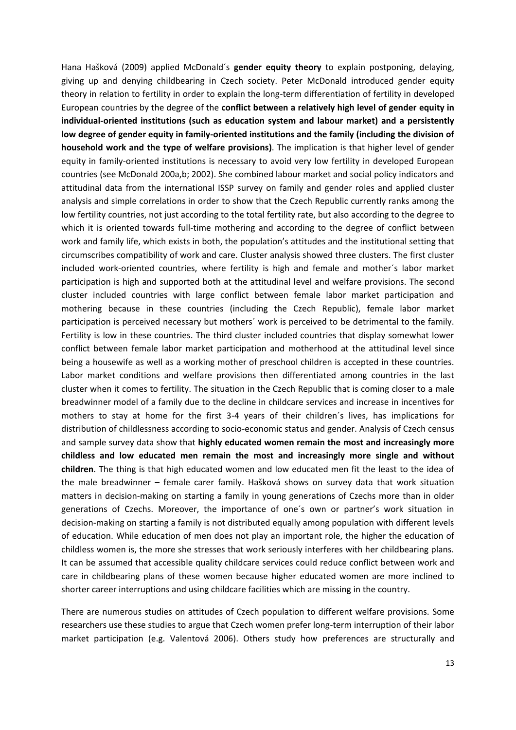Hana Hašková (2009) applied McDonald´s **gender equity theory** to explain postponing, delaying, giving up and denying childbearing in Czech society. Peter McDonald introduced gender equity theory in relation to fertility in order to explain the long-term differentiation of fertility in developed European countries by the degree of the **conflict between a relatively high level of gender equity in individual-oriented institutions (such as education system and labour market) and a persistently low degree of gender equity in family-oriented institutions and the family (including the division of household work and the type of welfare provisions)**. The implication is that higher level of gender equity in family-oriented institutions is necessary to avoid very low fertility in developed European countries (see McDonald 200a,b; 2002). She combined labour market and social policy indicators and attitudinal data from the international ISSP survey on family and gender roles and applied cluster analysis and simple correlations in order to show that the Czech Republic currently ranks among the low fertility countries, not just according to the total fertility rate, but also according to the degree to which it is oriented towards full-time mothering and according to the degree of conflict between work and family life, which exists in both, the population's attitudes and the institutional setting that circumscribes compatibility of work and care. Cluster analysis showed three clusters. The first cluster included work-oriented countries, where fertility is high and female and mother´s labor market participation is high and supported both at the attitudinal level and welfare provisions. The second cluster included countries with large conflict between female labor market participation and mothering because in these countries (including the Czech Republic), female labor market participation is perceived necessary but mothers´ work is perceived to be detrimental to the family. Fertility is low in these countries. The third cluster included countries that display somewhat lower conflict between female labor market participation and motherhood at the attitudinal level since being a housewife as well as a working mother of preschool children is accepted in these countries. Labor market conditions and welfare provisions then differentiated among countries in the last cluster when it comes to fertility. The situation in the Czech Republic that is coming closer to a male breadwinner model of a family due to the decline in childcare services and increase in incentives for mothers to stay at home for the first 3-4 years of their children´s lives, has implications for distribution of childlessness according to socio-economic status and gender. Analysis of Czech census and sample survey data show that **highly educated women remain the most and increasingly more childless and low educated men remain the most and increasingly more single and without children**. The thing is that high educated women and low educated men fit the least to the idea of the male breadwinner – female carer family. Hašková shows on survey data that work situation matters in decision-making on starting a family in young generations of Czechs more than in older generations of Czechs. Moreover, the importance of one´s own or partner's work situation in decision-making on starting a family is not distributed equally among population with different levels of education. While education of men does not play an important role, the higher the education of childless women is, the more she stresses that work seriously interferes with her childbearing plans. It can be assumed that accessible quality childcare services could reduce conflict between work and care in childbearing plans of these women because higher educated women are more inclined to shorter career interruptions and using childcare facilities which are missing in the country.

There are numerous studies on attitudes of Czech population to different welfare provisions. Some researchers use these studies to argue that Czech women prefer long-term interruption of their labor market participation (e.g. Valentová 2006). Others study how preferences are structurally and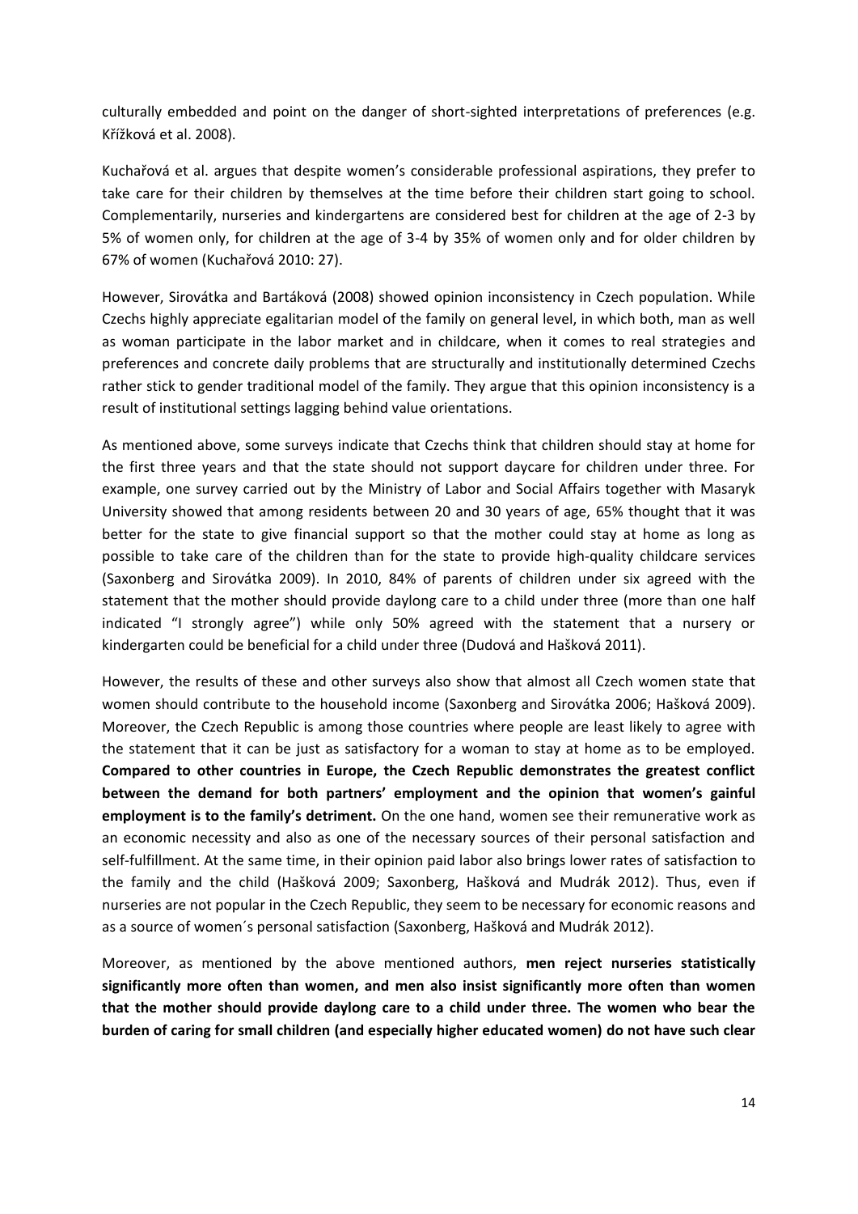culturally embedded and point on the danger of short-sighted interpretations of preferences (e.g. Křížková et al. 2008).

Kuchařová et al. argues that despite women's considerable professional aspirations, they prefer to take care for their children by themselves at the time before their children start going to school. Complementarily, nurseries and kindergartens are considered best for children at the age of 2-3 by 5% of women only, for children at the age of 3-4 by 35% of women only and for older children by 67% of women (Kuchařová 2010: 27).

However, Sirovátka and Bartáková (2008) showed opinion inconsistency in Czech population. While Czechs highly appreciate egalitarian model of the family on general level, in which both, man as well as woman participate in the labor market and in childcare, when it comes to real strategies and preferences and concrete daily problems that are structurally and institutionally determined Czechs rather stick to gender traditional model of the family. They argue that this opinion inconsistency is a result of institutional settings lagging behind value orientations.

As mentioned above, some surveys indicate that Czechs think that children should stay at home for the first three years and that the state should not support daycare for children under three. For example, one survey carried out by the Ministry of Labor and Social Affairs together with Masaryk University showed that among residents between 20 and 30 years of age, 65% thought that it was better for the state to give financial support so that the mother could stay at home as long as possible to take care of the children than for the state to provide high-quality childcare services (Saxonberg and Sirovátka 2009). In 2010, 84% of parents of children under six agreed with the statement that the mother should provide daylong care to a child under three (more than one half indicated "I strongly agree") while only 50% agreed with the statement that a nursery or kindergarten could be beneficial for a child under three (Dudová and Hašková 2011).

However, the results of these and other surveys also show that almost all Czech women state that women should contribute to the household income (Saxonberg and Sirovátka 2006; Hašková 2009). Moreover, the Czech Republic is among those countries where people are least likely to agree with the statement that it can be just as satisfactory for a woman to stay at home as to be employed. **Compared to other countries in Europe, the Czech Republic demonstrates the greatest conflict between the demand for both partners' employment and the opinion that women's gainful employment is to the family's detriment.** On the one hand, women see their remunerative work as an economic necessity and also as one of the necessary sources of their personal satisfaction and self-fulfillment. At the same time, in their opinion paid labor also brings lower rates of satisfaction to the family and the child (Hašková 2009; Saxonberg, Hašková and Mudrák 2012). Thus, even if nurseries are not popular in the Czech Republic, they seem to be necessary for economic reasons and as a source of women´s personal satisfaction (Saxonberg, Hašková and Mudrák 2012).

Moreover, as mentioned by the above mentioned authors, **men reject nurseries statistically significantly more often than women, and men also insist significantly more often than women that the mother should provide daylong care to a child under three. The women who bear the burden of caring for small children (and especially higher educated women) do not have such clear**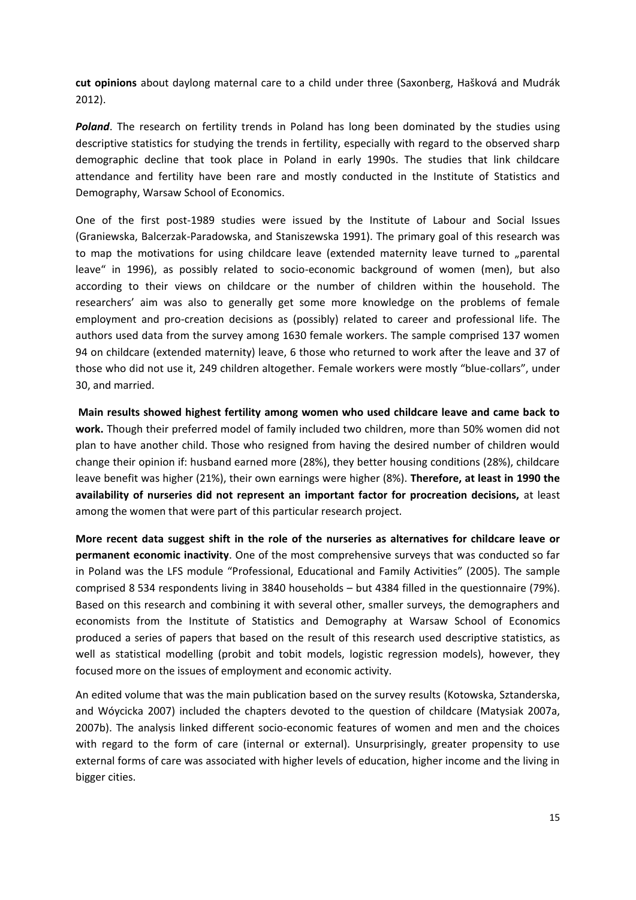**cut opinions** about daylong maternal care to a child under three (Saxonberg, Hašková and Mudrák 2012).

***Poland***. The research on fertility trends in Poland has long been dominated by the studies using descriptive statistics for studying the trends in fertility, especially with regard to the observed sharp demographic decline that took place in Poland in early 1990s. The studies that link childcare attendance and fertility have been rare and mostly conducted in the Institute of Statistics and Demography, Warsaw School of Economics.

One of the first post-1989 studies were issued by the Institute of Labour and Social Issues (Graniewska, Balcerzak-Paradowska, and Staniszewska 1991). The primary goal of this research was to map the motivations for using childcare leave (extended maternity leave turned to „parental leave" in 1996), as possibly related to socio-economic background of women (men), but also according to their views on childcare or the number of children within the household. The researchers' aim was also to generally get some more knowledge on the problems of female employment and pro-creation decisions as (possibly) related to career and professional life. The authors used data from the survey among 1630 female workers. The sample comprised 137 women 94 on childcare (extended maternity) leave, 6 those who returned to work after the leave and 37 of those who did not use it, 249 children altogether. Female workers were mostly "blue-collars", under 30, and married.

**Main results showed highest fertility among women who used childcare leave and came back to work.** Though their preferred model of family included two children, more than 50% women did not plan to have another child. Those who resigned from having the desired number of children would change their opinion if: husband earned more (28%), they better housing conditions (28%), childcare leave benefit was higher (21%), their own earnings were higher (8%). **Therefore, at least in 1990 the availability of nurseries did not represent an important factor for procreation decisions,** at least among the women that were part of this particular research project.

**More recent data suggest shift in the role of the nurseries as alternatives for childcare leave or permanent economic inactivity**. One of the most comprehensive surveys that was conducted so far in Poland was the LFS module "Professional, Educational and Family Activities" (2005). The sample comprised 8 534 respondents living in 3840 households – but 4384 filled in the questionnaire (79%). Based on this research and combining it with several other, smaller surveys, the demographers and economists from the Institute of Statistics and Demography at Warsaw School of Economics produced a series of papers that based on the result of this research used descriptive statistics, as well as statistical modelling (probit and tobit models, logistic regression models), however, they focused more on the issues of employment and economic activity.

An edited volume that was the main publication based on the survey results (Kotowska, Sztanderska, and Wóycicka 2007) included the chapters devoted to the question of childcare (Matysiak 2007a, 2007b). The analysis linked different socio-economic features of women and men and the choices with regard to the form of care (internal or external). Unsurprisingly, greater propensity to use external forms of care was associated with higher levels of education, higher income and the living in bigger cities.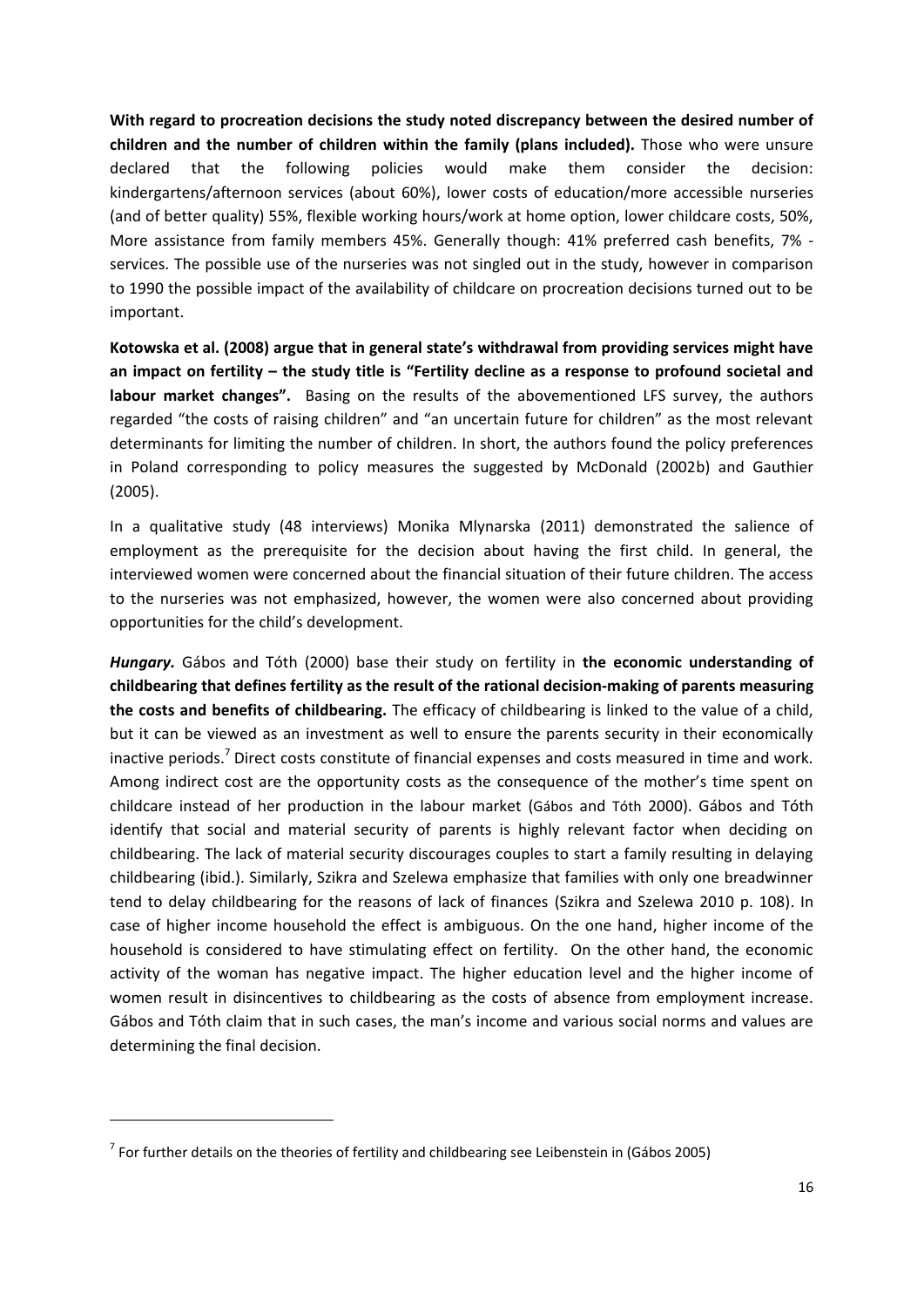**With regard to procreation decisions the study noted discrepancy between the desired number of children and the number of children within the family (plans included).** Those who were unsure declared that the following policies would make them consider the decision: kindergartens/afternoon services (about 60%), lower costs of education/more accessible nurseries (and of better quality) 55%, flexible working hours/work at home option, lower childcare costs, 50%, More assistance from family members 45%. Generally though: 41% preferred cash benefits, 7% - services. The possible use of the nurseries was not singled out in the study, however in comparison to 1990 the possible impact of the availability of childcare on procreation decisions turned out to be important.

**Kotowska et al. (2008) argue that in general state's withdrawal from providing services might have an impact on fertility – the study title is "Fertility decline as a response to profound societal and labour market changes".** Basing on the results of the abovementioned LFS survey, the authors regarded "the costs of raising children" and "an uncertain future for children" as the most relevant determinants for limiting the number of children. In short, the authors found the policy preferences in Poland corresponding to policy measures the suggested by McDonald (2002b) and Gauthier (2005).

In a qualitative study (48 interviews) Monika Mlynarska (2011) demonstrated the salience of employment as the prerequisite for the decision about having the first child. In general, the interviewed women were concerned about the financial situation of their future children. The access to the nurseries was not emphasized, however, the women were also concerned about providing opportunities for the child's development.

***Hungary.*** Gábos and Tóth (2000) base their study on fertility in **the economic understanding of childbearing that defines fertility as the result of the rational decision-making of parents measuring the costs and benefits of childbearing.** The efficacy of childbearing is linked to the value of a child, but it can be viewed as an investment as well to ensure the parents security in their economically inactive periods.[7] Direct costs constitute of financial expenses and costs measured in time and work. Among indirect cost are the opportunity costs as the consequence of the mother's time spent on childcare instead of her production in the labour market (Gábos and Tóth 2000). Gábos and Tóth identify that social and material security of parents is highly relevant factor when deciding on childbearing. The lack of material security discourages couples to start a family resulting in delaying childbearing (ibid.). Similarly, Szikra and Szelewa emphasize that families with only one breadwinner tend to delay childbearing for the reasons of lack of finances (Szikra and Szelewa 2010 p. 108). In case of higher income household the effect is ambiguous. On the one hand, higher income of the household is considered to have stimulating effect on fertility. On the other hand, the economic activity of the woman has negative impact. The higher education level and the higher income of women result in disincentives to childbearing as the costs of absence from employment increase. Gábos and Tóth claim that in such cases, the man's income and various social norms and values are determining the final decision.

[7] For further details on the theories of fertility and childbearing see Leibenstein in (Gábos 2005)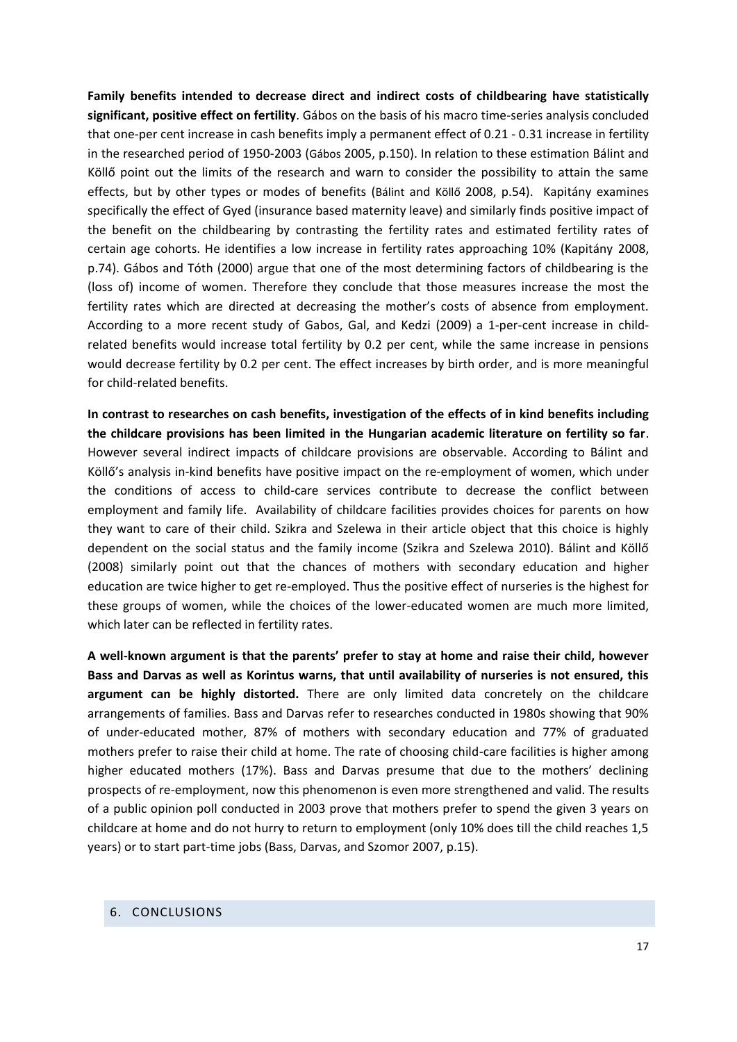**Family benefits intended to decrease direct and indirect costs of childbearing have statistically significant, positive effect on fertility**. Gábos on the basis of his macro time-series analysis concluded that one-per cent increase in cash benefits imply a permanent effect of 0.21 - 0.31 increase in fertility in the researched period of 1950-2003 (Gábos 2005, p.150). In relation to these estimation Bálint and Köllő point out the limits of the research and warn to consider the possibility to attain the same effects, but by other types or modes of benefits (Bálint and Köllő 2008, p.54). Kapitány examines specifically the effect of Gyed (insurance based maternity leave) and similarly finds positive impact of the benefit on the childbearing by contrasting the fertility rates and estimated fertility rates of certain age cohorts. He identifies a low increase in fertility rates approaching 10% (Kapitány 2008, p.74). Gábos and Tóth (2000) argue that one of the most determining factors of childbearing is the (loss of) income of women. Therefore they conclude that those measures increase the most the fertility rates which are directed at decreasing the mother's costs of absence from employment. According to a more recent study of Gabos, Gal, and Kedzi (2009) a 1-per-cent increase in child-related benefits would increase total fertility by 0.2 per cent, while the same increase in pensions would decrease fertility by 0.2 per cent. The effect increases by birth order, and is more meaningful for child-related benefits.

**In contrast to researches on cash benefits, investigation of the effects of in kind benefits including the childcare provisions has been limited in the Hungarian academic literature on fertility so far**. However several indirect impacts of childcare provisions are observable. According to Bálint and Köllő's analysis in-kind benefits have positive impact on the re-employment of women, which under the conditions of access to child-care services contribute to decrease the conflict between employment and family life. Availability of childcare facilities provides choices for parents on how they want to care of their child. Szikra and Szelewa in their article object that this choice is highly dependent on the social status and the family income (Szikra and Szelewa 2010). Bálint and Köllő (2008) similarly point out that the chances of mothers with secondary education and higher education are twice higher to get re-employed. Thus the positive effect of nurseries is the highest for these groups of women, while the choices of the lower-educated women are much more limited, which later can be reflected in fertility rates.

**A well-known argument is that the parents' prefer to stay at home and raise their child, however Bass and Darvas as well as Korintus warns, that until availability of nurseries is not ensured, this argument can be highly distorted.** There are only limited data concretely on the childcare arrangements of families. Bass and Darvas refer to researches conducted in 1980s showing that 90% of under-educated mother, 87% of mothers with secondary education and 77% of graduated mothers prefer to raise their child at home. The rate of choosing child-care facilities is higher among higher educated mothers (17%). Bass and Darvas presume that due to the mothers' declining prospects of re-employment, now this phenomenon is even more strengthened and valid. The results of a public opinion poll conducted in 2003 prove that mothers prefer to spend the given 3 years on childcare at home and do not hurry to return to employment (only 10% does till the child reaches 1,5 years) or to start part-time jobs (Bass, Darvas, and Szomor 2007, p.15).

## 6. CONCLUSIONS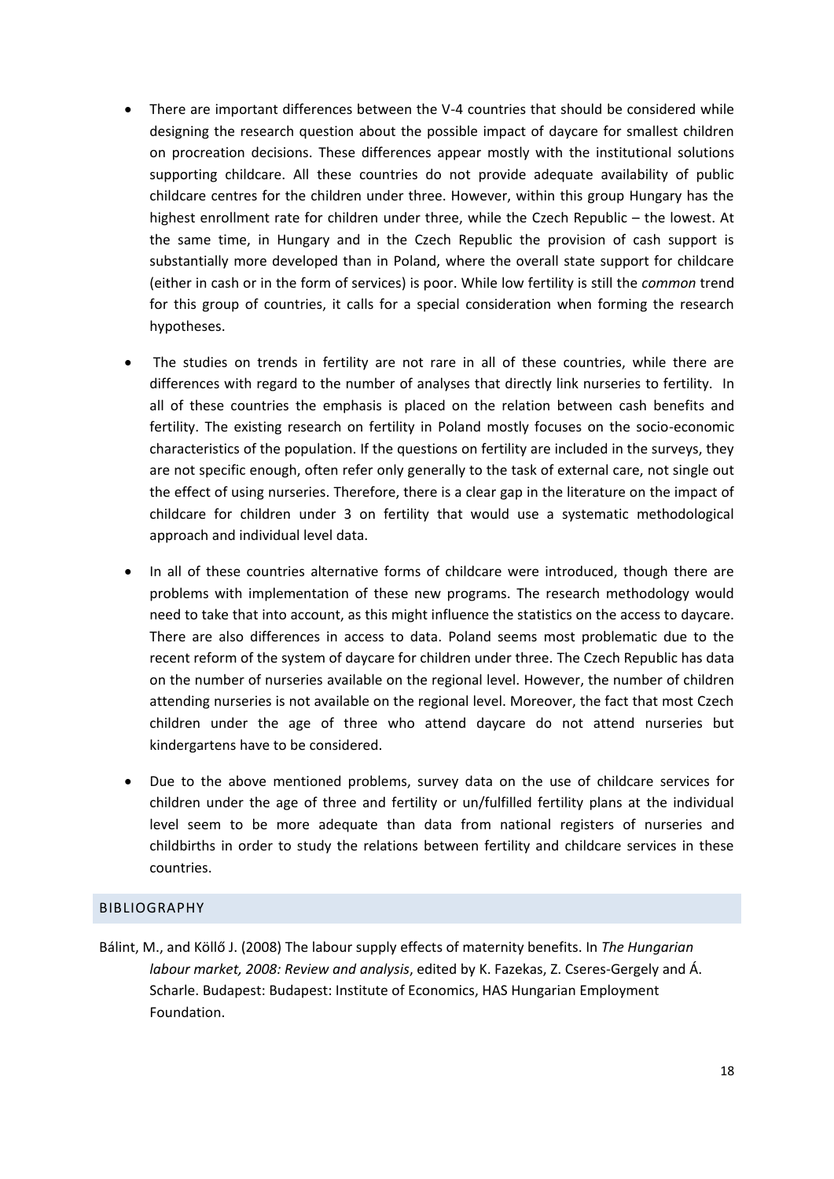- There are important differences between the V-4 countries that should be considered while designing the research question about the possible impact of daycare for smallest children on procreation decisions. These differences appear mostly with the institutional solutions supporting childcare. All these countries do not provide adequate availability of public childcare centres for the children under three. However, within this group Hungary has the highest enrollment rate for children under three, while the Czech Republic – the lowest. At the same time, in Hungary and in the Czech Republic the provision of cash support is substantially more developed than in Poland, where the overall state support for childcare (either in cash or in the form of services) is poor. While low fertility is still the *common* trend for this group of countries, it calls for a special consideration when forming the research hypotheses.

- The studies on trends in fertility are not rare in all of these countries, while there are differences with regard to the number of analyses that directly link nurseries to fertility. In all of these countries the emphasis is placed on the relation between cash benefits and fertility. The existing research on fertility in Poland mostly focuses on the socio-economic characteristics of the population. If the questions on fertility are included in the surveys, they are not specific enough, often refer only generally to the task of external care, not single out the effect of using nurseries. Therefore, there is a clear gap in the literature on the impact of childcare for children under 3 on fertility that would use a systematic methodological approach and individual level data.

- In all of these countries alternative forms of childcare were introduced, though there are problems with implementation of these new programs. The research methodology would need to take that into account, as this might influence the statistics on the access to daycare. There are also differences in access to data. Poland seems most problematic due to the recent reform of the system of daycare for children under three. The Czech Republic has data on the number of nurseries available on the regional level. However, the number of children attending nurseries is not available on the regional level. Moreover, the fact that most Czech children under the age of three who attend daycare do not attend nurseries but kindergartens have to be considered.

- Due to the above mentioned problems, survey data on the use of childcare services for children under the age of three and fertility or un/fulfilled fertility plans at the individual level seem to be more adequate than data from national registers of nurseries and childbirths in order to study the relations between fertility and childcare services in these countries.

## BIBLIOGRAPHY

Bálint, M., and Köllő J. (2008) The labour supply effects of maternity benefits. In *The Hungarian labour market, 2008: Review and analysis*, edited by K. Fazekas, Z. Cseres-Gergely and Á. Scharle. Budapest: Budapest: Institute of Economics, HAS Hungarian Employment Foundation.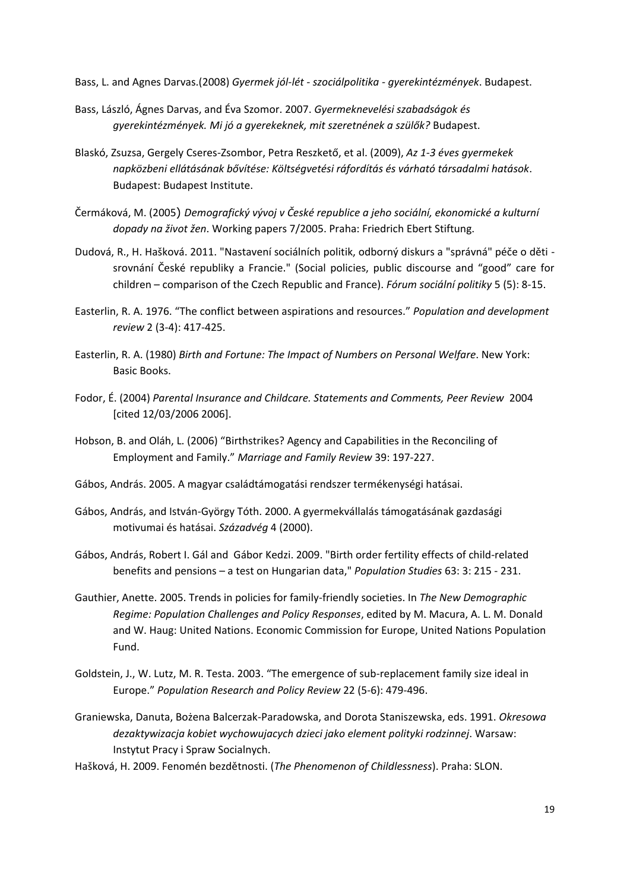Bass, L. and Agnes Darvas.(2008) *Gyermek jól-lét - szociálpolitika - gyerekintézmények*. Budapest.

Bass, László, Ágnes Darvas, and Éva Szomor. 2007. *Gyermeknevelési szabadságok és gyerekintézmények. Mi jó a gyerekeknek, mit szeretnének a szülők?* Budapest.

Blaskó, Zsuzsa, Gergely Cseres-Zsombor, Petra Reszkető, et al. (2009), *Az 1-3 éves gyermekek napközbeni ellátásának bővítése: Költségvetési ráfordítás és várható társadalmi hatások*. Budapest: Budapest Institute.

Čermáková, M. (2005) *Demografický vývoj v České republice a jeho sociální, ekonomické a kulturní dopady na život žen*. Working papers 7/2005. Praha: Friedrich Ebert Stiftung.

Dudová, R., H. Hašková. 2011. "Nastavení sociálních politik, odborný diskurs a "správná" péče o děti - srovnání České republiky a Francie." (Social policies, public discourse and "good" care for children – comparison of the Czech Republic and France). *Fórum sociální politiky* 5 (5): 8-15.

Easterlin, R. A. 1976. "The conflict between aspirations and resources." *Population and development review* 2 (3-4): 417-425.

Easterlin, R. A. (1980) *Birth and Fortune: The Impact of Numbers on Personal Welfare*. New York: Basic Books.

Fodor, É. (2004) *Parental Insurance and Childcare. Statements and Comments, Peer Review* 2004 [cited 12/03/2006 2006].

Hobson, B. and Oláh, L. (2006) "Birthstrikes? Agency and Capabilities in the Reconciling of Employment and Family." *Marriage and Family Review* 39: 197-227.

Gábos, András. 2005. A magyar családtámogatási rendszer termékenységi hatásai.

Gábos, András, and István-György Tóth. 2000. A gyermekvállalás támogatásának gazdasági motivumai és hatásai. *Századvég* 4 (2000).

Gábos, András, Robert I. Gál and Gábor Kedzi. 2009. "Birth order fertility effects of child-related benefits and pensions – a test on Hungarian data," *Population Studies* 63: 3: 215 - 231.

Gauthier, Anette. 2005. Trends in policies for family-friendly societies. In *The New Demographic Regime: Population Challenges and Policy Responses*, edited by M. Macura, A. L. M. Donald and W. Haug: United Nations. Economic Commission for Europe, United Nations Population Fund.

Goldstein, J., W. Lutz, M. R. Testa. 2003. "The emergence of sub-replacement family size ideal in Europe." *Population Research and Policy Review* 22 (5-6): 479-496.

Graniewska, Danuta, Bożena Balcerzak-Paradowska, and Dorota Staniszewska, eds. 1991. *Okresowa dezaktywizacja kobiet wychowujacych dzieci jako element polityki rodzinnej*. Warsaw: Instytut Pracy i Spraw Socialnych.

Hašková, H. 2009. Fenomén bezdětnosti. (*The Phenomenon of Childlessness*). Praha: SLON.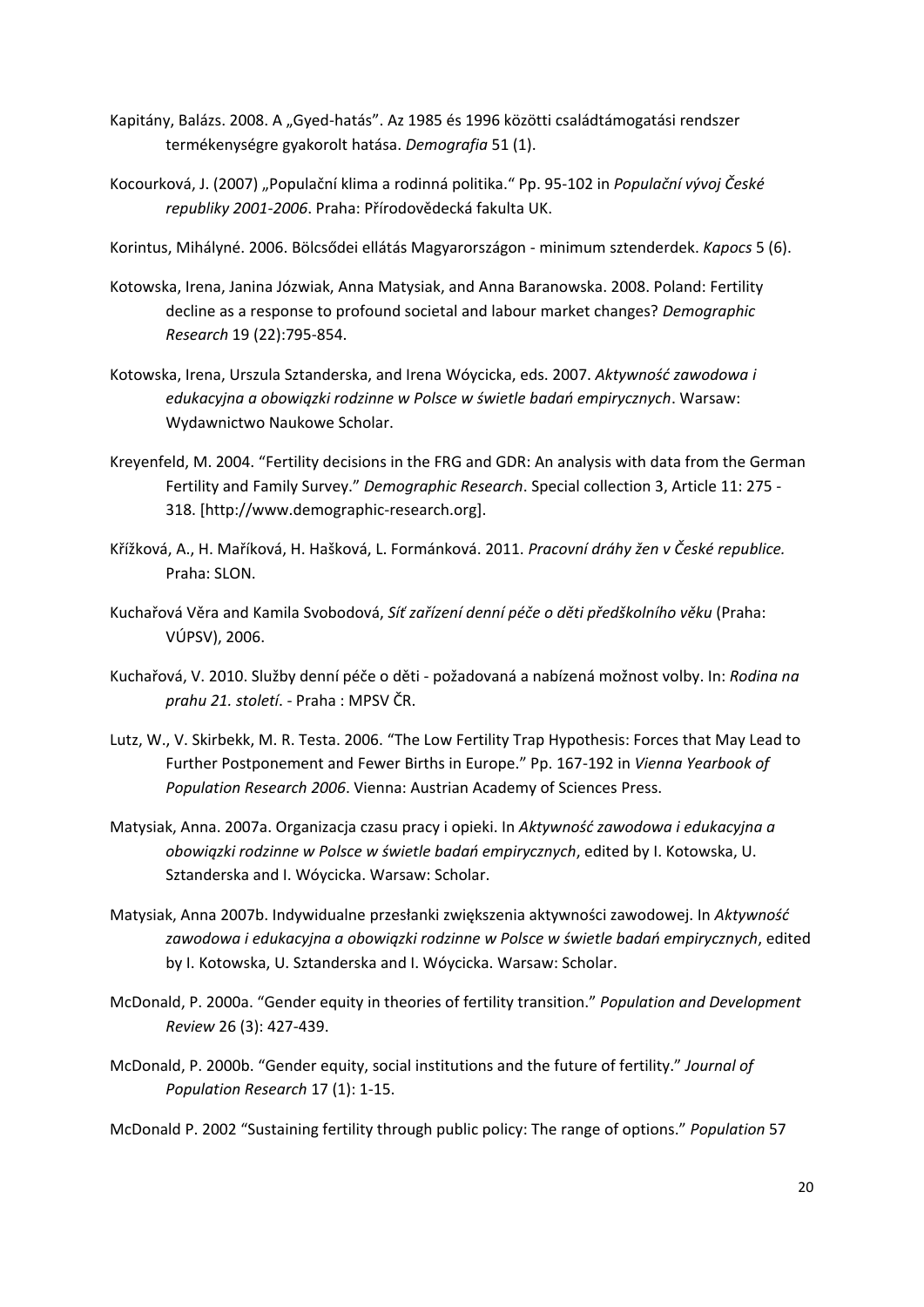Kapitány, Balázs. 2008. A „Gyed-hatás". Az 1985 és 1996 közötti családtámogatási rendszer termékenységre gyakorolt hatása. *Demografia* 51 (1).

Kocourková, J. (2007) „Populační klima a rodinná politika." Pp. 95-102 in *Populační vývoj České republiky 2001-2006*. Praha: Přírodovědecká fakulta UK.

Korintus, Mihályné. 2006. Bölcsődei ellátás Magyarországon - minimum sztenderdek. *Kapocs* 5 (6).

Kotowska, Irena, Janina Józwiak, Anna Matysiak, and Anna Baranowska. 2008. Poland: Fertility decline as a response to profound societal and labour market changes? *Demographic Research* 19 (22):795-854.

Kotowska, Irena, Urszula Sztanderska, and Irena Wóycicka, eds. 2007. *Aktywność zawodowa i edukacyjna a obowiązki rodzinne w Polsce w świetle badań empirycznych*. Warsaw: Wydawnictwo Naukowe Scholar.

Kreyenfeld, M. 2004. "Fertility decisions in the FRG and GDR: An analysis with data from the German Fertility and Family Survey." *Demographic Research*. Special collection 3, Article 11: 275 - 318. [http://www.demographic-research.org].

Křížková, A., H. Maříková, H. Hašková, L. Formánková. 2011. *Pracovní dráhy žen v České republice.* Praha: SLON.

Kuchařová Věra and Kamila Svobodová, *Síť zařízení denní péče o děti předškolního věku* (Praha: VÚPSV), 2006.

Kuchařová, V. 2010. Služby denní péče o děti - požadovaná a nabízená možnost volby. In: *Rodina na prahu 21. století*. - Praha : MPSV ČR.

Lutz, W., V. Skirbekk, M. R. Testa. 2006. "The Low Fertility Trap Hypothesis: Forces that May Lead to Further Postponement and Fewer Births in Europe." Pp. 167-192 in *Vienna Yearbook of Population Research 2006*. Vienna: Austrian Academy of Sciences Press.

Matysiak, Anna. 2007a. Organizacja czasu pracy i opieki. In *Aktywność zawodowa i edukacyjna a obowiązki rodzinne w Polsce w świetle badań empirycznych*, edited by I. Kotowska, U. Sztanderska and I. Wóycicka. Warsaw: Scholar.

Matysiak, Anna 2007b. Indywidualne przesłanki zwiększenia aktywności zawodowej. In *Aktywność zawodowa i edukacyjna a obowiązki rodzinne w Polsce w świetle badań empirycznych*, edited by I. Kotowska, U. Sztanderska and I. Wóycicka. Warsaw: Scholar.

McDonald, P. 2000a. "Gender equity in theories of fertility transition." *Population and Development Review* 26 (3): 427-439.

McDonald, P. 2000b. "Gender equity, social institutions and the future of fertility." *Journal of Population Research* 17 (1): 1-15.

McDonald P. 2002 "Sustaining fertility through public policy: The range of options." *Population* 57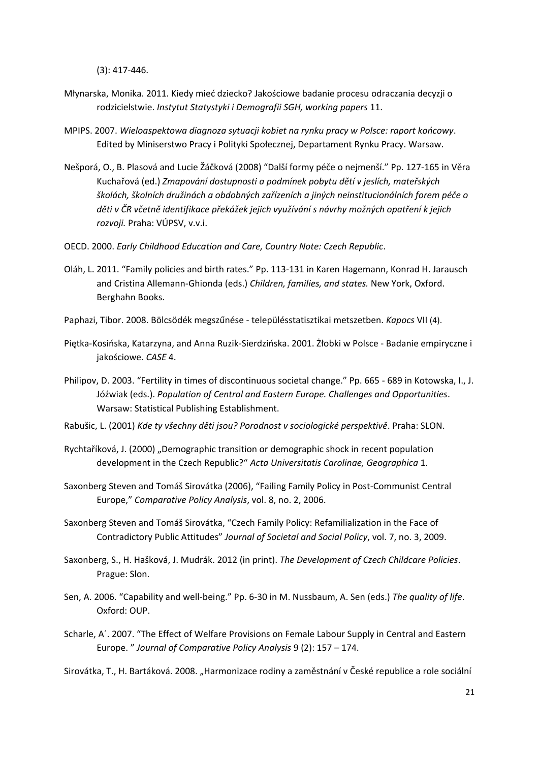(3): 417-446.

Młynarska, Monika. 2011. Kiedy mieć dziecko? Jakościowe badanie procesu odraczania decyzji o rodzicielstwie. *Instytut Statystyki i Demografii SGH, working papers* 11.

MPIPS. 2007. *Wieloaspektowa diagnoza sytuacji kobiet na rynku pracy w Polsce: raport końcowy*. Edited by Miniserstwo Pracy i Polityki Społecznej, Departament Rynku Pracy. Warsaw.

Nešporá, O., B. Plasová and Lucie Žáčková (2008) "Další formy péče o nejmenší." Pp. 127-165 in Věra Kuchařová (ed.) *Zmapování dostupnosti a podmínek pobytu dětí v jeslích, mateřských školách, školních družinách a obdobných zařízeních a jiných neinstitucionálních forem péče o děti v ČR včetně identifikace překážek jejich využívání s návrhy možných opatření k jejich rozvoji.* Praha: VÚPSV, v.v.i.

OECD. 2000. *Early Childhood Education and Care, Country Note: Czech Republic*.

Oláh, L. 2011. "Family policies and birth rates." Pp. 113-131 in Karen Hagemann, Konrad H. Jarausch and Cristina Allemann-Ghionda (eds.) *Children, families, and states.* New York, Oxford. Berghahn Books.

Paphazi, Tibor. 2008. Bölcsödék megszűnése - településstatisztikai metszetben. *Kapocs* VII (4).

Piętka-Kosińska, Katarzyna, and Anna Ruzik-Sierdzińska. 2001. Żłobki w Polsce - Badanie empiryczne i jakościowe. *CASE* 4.

Philipov, D. 2003. "Fertility in times of discontinuous societal change." Pp. 665 - 689 in Kotowska, I., J. Jóźwiak (eds.). *Population of Central and Eastern Europe. Challenges and Opportunities*. Warsaw: Statistical Publishing Establishment.

Rabušic, L. (2001) *Kde ty všechny děti jsou? Porodnost v sociologické perspektivě*. Praha: SLON.

Rychtaříková, J. (2000) „Demographic transition or demographic shock in recent population development in the Czech Republic?" *Acta Universitatis Carolinae, Geographica* 1.

Saxonberg Steven and Tomáš Sirovátka (2006), "Failing Family Policy in Post-Communist Central Europe," *Comparative Policy Analysis*, vol. 8, no. 2, 2006.

Saxonberg Steven and Tomáš Sirovátka, "Czech Family Policy: Refamilialization in the Face of Contradictory Public Attitudes" *Journal of Societal and Social Policy*, vol. 7, no. 3, 2009.

Saxonberg, S., H. Hašková, J. Mudrák. 2012 (in print). *The Development of Czech Childcare Policies*. Prague: Slon.

Sen, A. 2006. "Capability and well-being." Pp. 6-30 in M. Nussbaum, A. Sen (eds.) *The quality of life*. Oxford: OUP.

Scharle, A´. 2007. "The Effect of Welfare Provisions on Female Labour Supply in Central and Eastern Europe. " *Journal of Comparative Policy Analysis* 9 (2): 157 – 174.

Sirovátka, T., H. Bartáková. 2008. „Harmonizace rodiny a zaměstnání v České republice a role sociální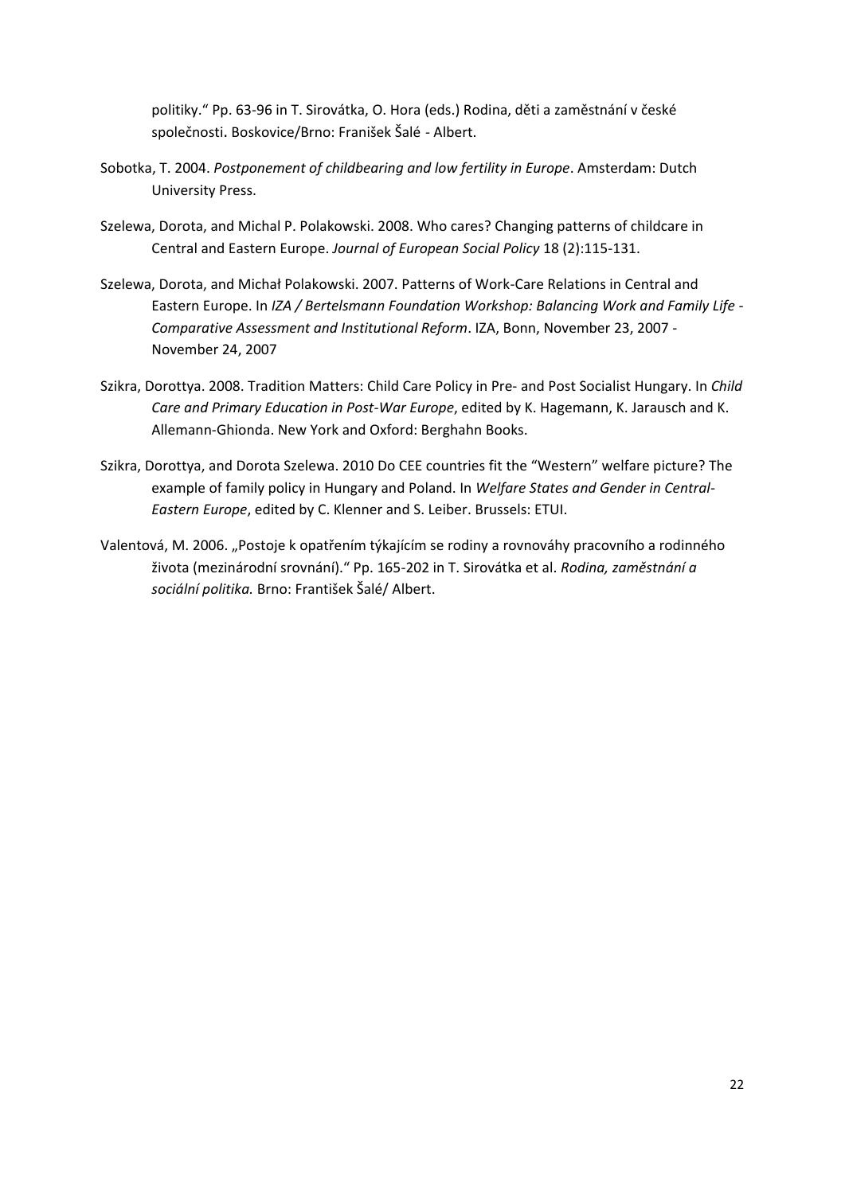politiky." Pp. 63-96 in T. Sirovátka, O. Hora (eds.) Rodina, děti a zaměstnání v české společnosti. Boskovice/Brno: Franišek Šalé - Albert.

Sobotka, T. 2004. *Postponement of childbearing and low fertility in Europe*. Amsterdam: Dutch University Press.

Szelewa, Dorota, and Michal P. Polakowski. 2008. Who cares? Changing patterns of childcare in Central and Eastern Europe. *Journal of European Social Policy* 18 (2):115-131.

Szelewa, Dorota, and Michał Polakowski. 2007. Patterns of Work-Care Relations in Central and Eastern Europe. In *IZA / Bertelsmann Foundation Workshop: Balancing Work and Family Life - Comparative Assessment and Institutional Reform*. IZA, Bonn, November 23, 2007 - November 24, 2007

Szikra, Dorottya. 2008. Tradition Matters: Child Care Policy in Pre- and Post Socialist Hungary. In *Child Care and Primary Education in Post-War Europe*, edited by K. Hagemann, K. Jarausch and K. Allemann-Ghionda. New York and Oxford: Berghahn Books.

Szikra, Dorottya, and Dorota Szelewa. 2010 Do CEE countries fit the "Western" welfare picture? The example of family policy in Hungary and Poland. In *Welfare States and Gender in Central-Eastern Europe*, edited by C. Klenner and S. Leiber. Brussels: ETUI.

Valentová, M. 2006. „Postoje k opatřením týkajícím se rodiny a rovnováhy pracovního a rodinného života (mezinárodní srovnání)." Pp. 165-202 in T. Sirovátka et al. *Rodina, zaměstnání a sociální politika.* Brno: František Šalé/ Albert.